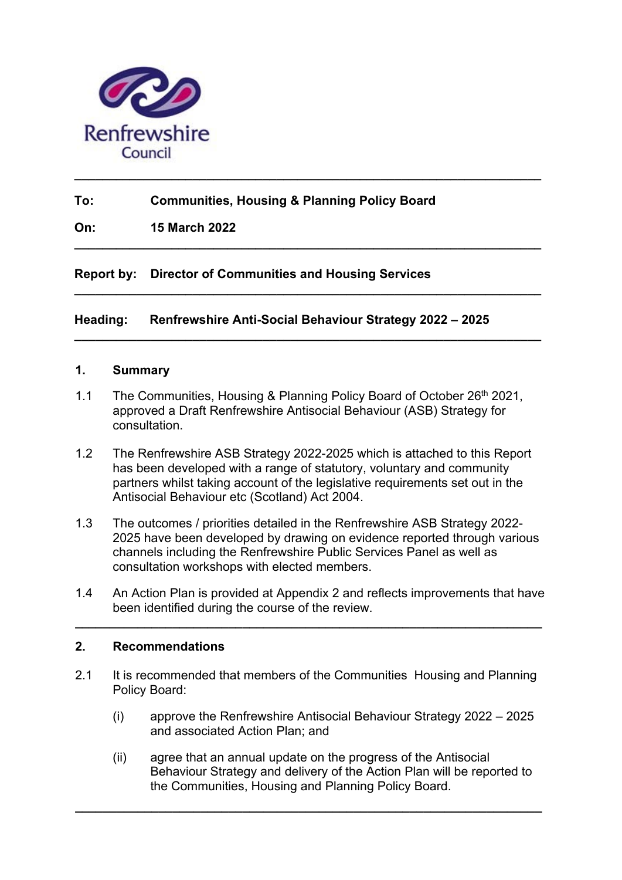Renfrewshire Council

---

**To:** **Communities, Housing & Planning Policy Board**

**On:** **15 March 2022**

---

**Report by:** **Director of Communities and Housing Services**

---

**Heading:** **Renfrewshire Anti-Social Behaviour Strategy 2022 – 2025**

---

## 1. Summary

1.1 The Communities, Housing & Planning Policy Board of October 26th 2021, approved a Draft Renfrewshire Antisocial Behaviour (ASB) Strategy for consultation.

1.2 The Renfrewshire ASB Strategy 2022-2025 which is attached to this Report has been developed with a range of statutory, voluntary and community partners whilst taking account of the legislative requirements set out in the Antisocial Behaviour etc (Scotland) Act 2004.

1.3 The outcomes / priorities detailed in the Renfrewshire ASB Strategy 2022-2025 have been developed by drawing on evidence reported through various channels including the Renfrewshire Public Services Panel as well as consultation workshops with elected members.

1.4 An Action Plan is provided at Appendix 2 and reflects improvements that have been identified during the course of the review.

---

## 2. Recommendations

2.1 It is recommended that members of the Communities Housing and Planning Policy Board:

(i) approve the Renfrewshire Antisocial Behaviour Strategy 2022 – 2025 and associated Action Plan; and

(ii) agree that an annual update on the progress of the Antisocial Behaviour Strategy and delivery of the Action Plan will be reported to the Communities, Housing and Planning Policy Board.

---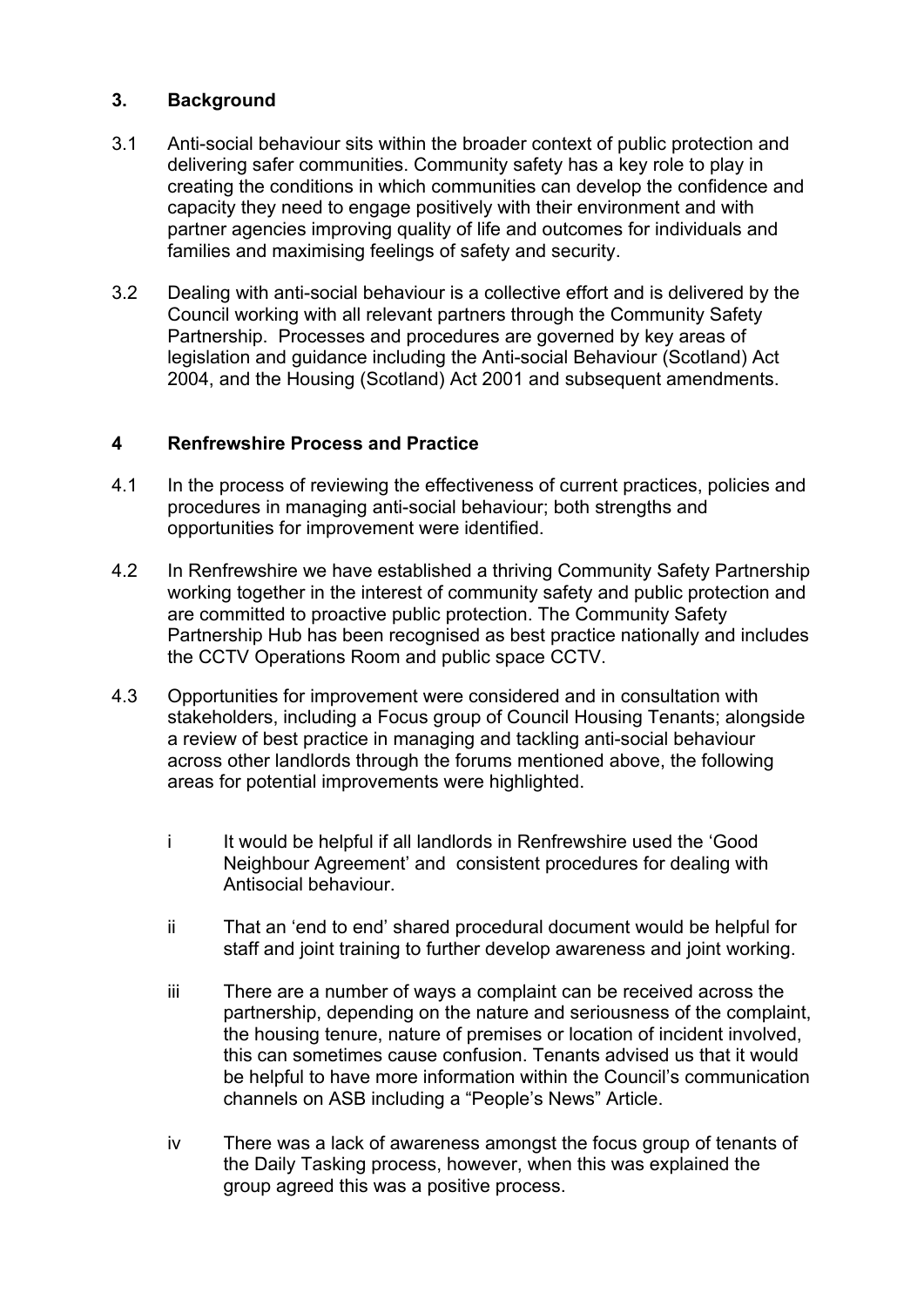## 3. Background

3.1 Anti-social behaviour sits within the broader context of public protection and delivering safer communities. Community safety has a key role to play in creating the conditions in which communities can develop the confidence and capacity they need to engage positively with their environment and with partner agencies improving quality of life and outcomes for individuals and families and maximising feelings of safety and security.

3.2 Dealing with anti-social behaviour is a collective effort and is delivered by the Council working with all relevant partners through the Community Safety Partnership. Processes and procedures are governed by key areas of legislation and guidance including the Anti-social Behaviour (Scotland) Act 2004, and the Housing (Scotland) Act 2001 and subsequent amendments.

## 4 Renfrewshire Process and Practice

4.1 In the process of reviewing the effectiveness of current practices, policies and procedures in managing anti-social behaviour; both strengths and opportunities for improvement were identified.

4.2 In Renfrewshire we have established a thriving Community Safety Partnership working together in the interest of community safety and public protection and are committed to proactive public protection. The Community Safety Partnership Hub has been recognised as best practice nationally and includes the CCTV Operations Room and public space CCTV.

4.3 Opportunities for improvement were considered and in consultation with stakeholders, including a Focus group of Council Housing Tenants; alongside a review of best practice in managing and tackling anti-social behaviour across other landlords through the forums mentioned above, the following areas for potential improvements were highlighted.

i It would be helpful if all landlords in Renfrewshire used the 'Good Neighbour Agreement' and consistent procedures for dealing with Antisocial behaviour.

ii That an 'end to end' shared procedural document would be helpful for staff and joint training to further develop awareness and joint working.

iii There are a number of ways a complaint can be received across the partnership, depending on the nature and seriousness of the complaint, the housing tenure, nature of premises or location of incident involved, this can sometimes cause confusion. Tenants advised us that it would be helpful to have more information within the Council's communication channels on ASB including a "People's News" Article.

iv There was a lack of awareness amongst the focus group of tenants of the Daily Tasking process, however, when this was explained the group agreed this was a positive process.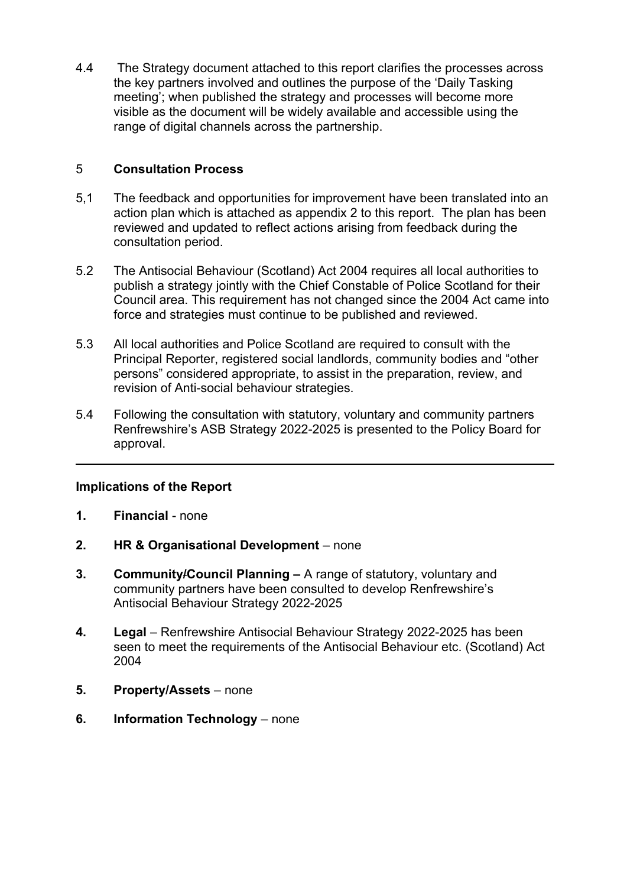4.4 The Strategy document attached to this report clarifies the processes across the key partners involved and outlines the purpose of the 'Daily Tasking meeting'; when published the strategy and processes will become more visible as the document will be widely available and accessible using the range of digital channels across the partnership.

## 5 Consultation Process

5,1 The feedback and opportunities for improvement have been translated into an action plan which is attached as appendix 2 to this report. The plan has been reviewed and updated to reflect actions arising from feedback during the consultation period.

5.2 The Antisocial Behaviour (Scotland) Act 2004 requires all local authorities to publish a strategy jointly with the Chief Constable of Police Scotland for their Council area. This requirement has not changed since the 2004 Act came into force and strategies must continue to be published and reviewed.

5.3 All local authorities and Police Scotland are required to consult with the Principal Reporter, registered social landlords, community bodies and "other persons" considered appropriate, to assist in the preparation, review, and revision of Anti-social behaviour strategies.

5.4 Following the consultation with statutory, voluntary and community partners Renfrewshire's ASB Strategy 2022-2025 is presented to the Policy Board for approval.

---

**Implications of the Report**

1. **Financial** - none

2. **HR & Organisational Development** – none

3. **Community/Council Planning –** A range of statutory, voluntary and community partners have been consulted to develop Renfrewshire's Antisocial Behaviour Strategy 2022-2025

4. **Legal** – Renfrewshire Antisocial Behaviour Strategy 2022-2025 has been seen to meet the requirements of the Antisocial Behaviour etc. (Scotland) Act 2004

5. **Property/Assets** – none

6. **Information Technology** – none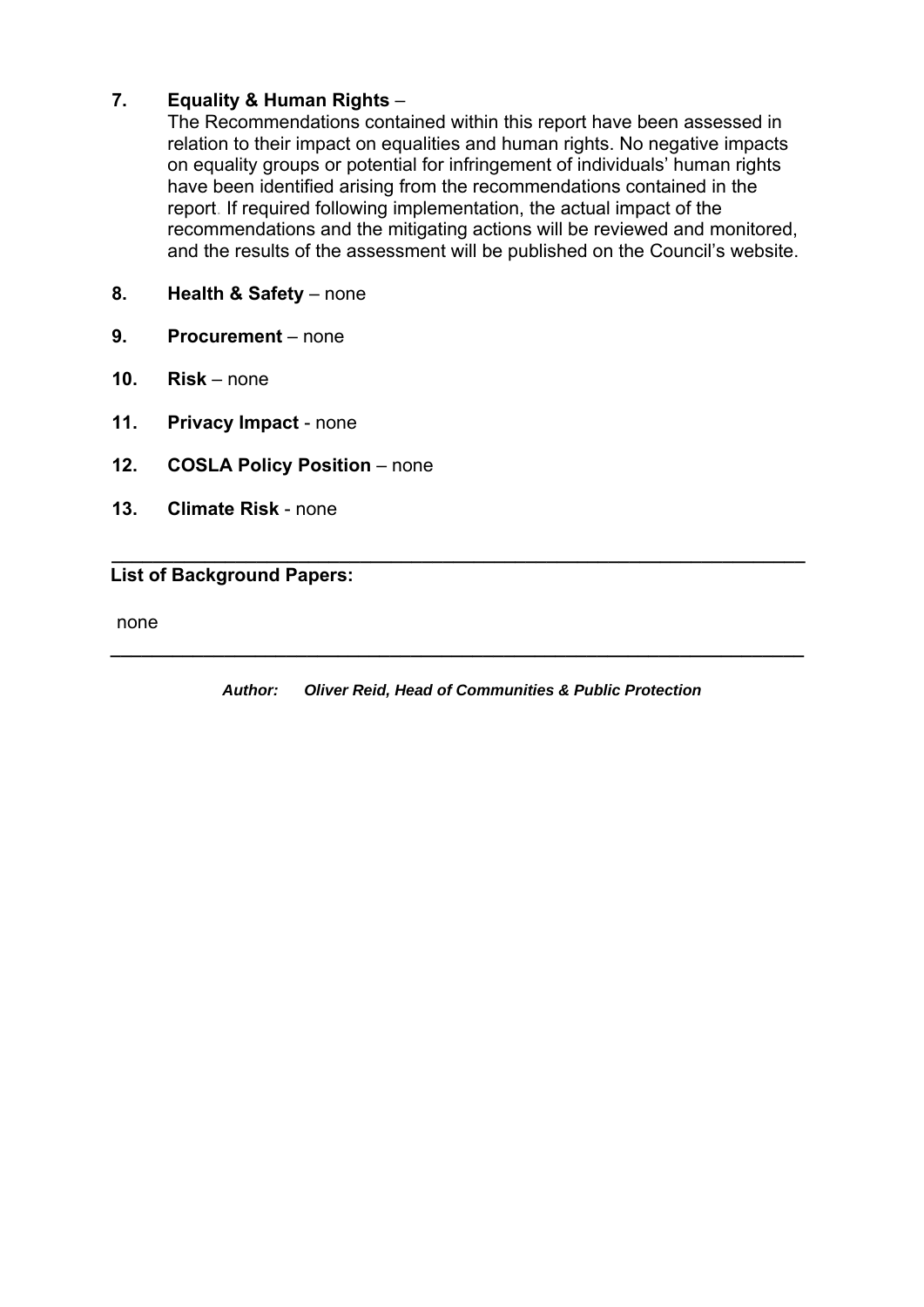**7. Equality & Human Rights** –

The Recommendations contained within this report have been assessed in relation to their impact on equalities and human rights. No negative impacts on equality groups or potential for infringement of individuals' human rights have been identified arising from the recommendations contained in the report. If required following implementation, the actual impact of the recommendations and the mitigating actions will be reviewed and monitored, and the results of the assessment will be published on the Council's website.

**8. Health & Safety** – none

**9. Procurement** – none

**10. Risk** – none

**11. Privacy Impact** - none

**12. COSLA Policy Position** – none

**13. Climate Risk** - none

---

**List of Background Papers:**

none

---

***Author: Oliver Reid, Head of Communities & Public Protection***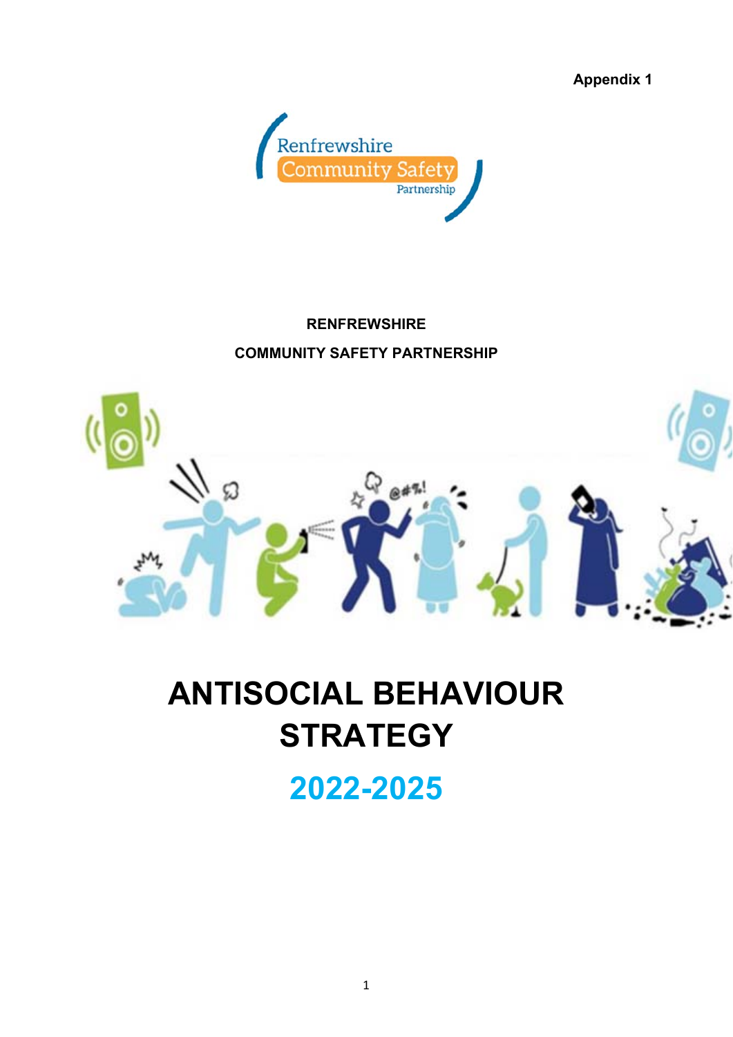Appendix 1

Renfrewshire
Community Safety
Partnership

**RENFREWSHIRE**

**COMMUNITY SAFETY PARTNERSHIP**

# ANTISOCIAL BEHAVIOUR STRATEGY

## 2022-2025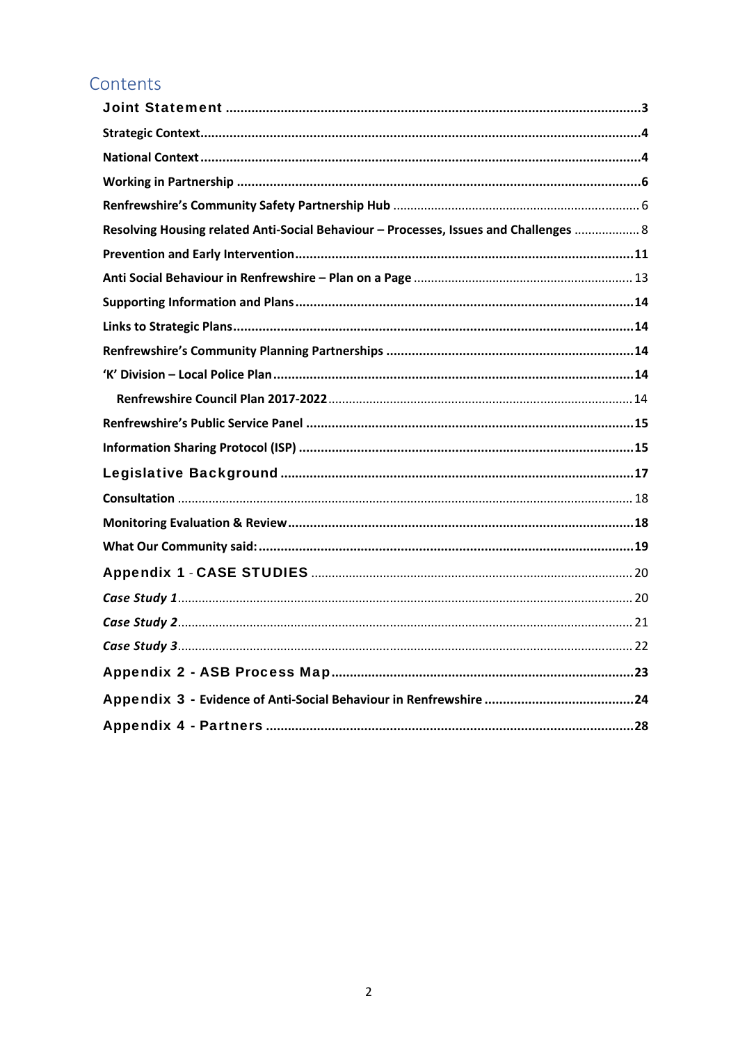# Contents

**Joint Statement** ............................................................ **3**

**Strategic Context** ............................................................ **4**

**National Context** ............................................................ **4**

**Working in Partnership** ............................................................ **6**

**Renfrewshire's Community Safety Partnership Hub** ............................................................ 6

**Resolving Housing related Anti-Social Behaviour – Processes, Issues and Challenges** .................. 8

**Prevention and Early Intervention** ............................................................ **11**

**Anti Social Behaviour in Renfrewshire – Plan on a Page** ............................................................ 13

**Supporting Information and Plans** ............................................................ **14**

**Links to Strategic Plans** ............................................................ **14**

**Renfrewshire's Community Planning Partnerships** ............................................................ **14**

**'K' Division – Local Police Plan** ............................................................ **14**

- **Renfrewshire Council Plan 2017-2022** ............................................................ 14

**Renfrewshire's Public Service Panel** ............................................................ **15**

**Information Sharing Protocol (ISP)** ............................................................ **15**

**Legislative Background** ............................................................ **17**

**Consultation** ............................................................ 18

**Monitoring Evaluation & Review** ............................................................ **18**

**What Our Community said:** ............................................................ **19**

**Appendix 1 - CASE STUDIES** ............................................................ 20

***Case Study 1*** ............................................................ 20

***Case Study 2*** ............................................................ 21

***Case Study 3*** ............................................................ 22

**Appendix 2 - ASB Process Map** ............................................................ **23**

**Appendix 3 - Evidence of Anti-Social Behaviour in Renfrewshire** ............................................................ **24**

**Appendix 4 - Partners** ............................................................ **28**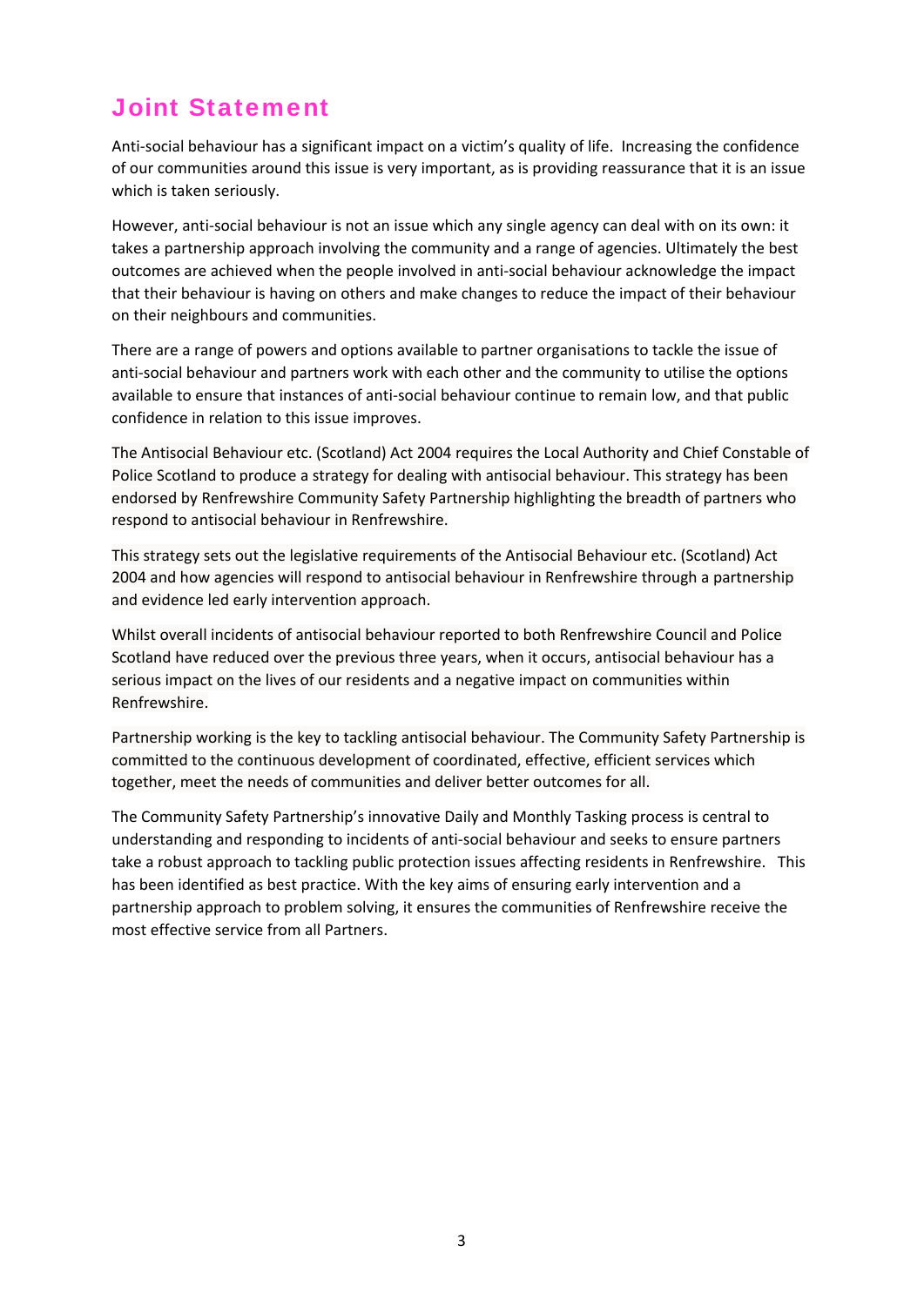# Joint Statement

Anti-social behaviour has a significant impact on a victim's quality of life. Increasing the confidence of our communities around this issue is very important, as is providing reassurance that it is an issue which is taken seriously.

However, anti-social behaviour is not an issue which any single agency can deal with on its own: it takes a partnership approach involving the community and a range of agencies. Ultimately the best outcomes are achieved when the people involved in anti-social behaviour acknowledge the impact that their behaviour is having on others and make changes to reduce the impact of their behaviour on their neighbours and communities.

There are a range of powers and options available to partner organisations to tackle the issue of anti-social behaviour and partners work with each other and the community to utilise the options available to ensure that instances of anti-social behaviour continue to remain low, and that public confidence in relation to this issue improves.

The Antisocial Behaviour etc. (Scotland) Act 2004 requires the Local Authority and Chief Constable of Police Scotland to produce a strategy for dealing with antisocial behaviour. This strategy has been endorsed by Renfrewshire Community Safety Partnership highlighting the breadth of partners who respond to antisocial behaviour in Renfrewshire.

This strategy sets out the legislative requirements of the Antisocial Behaviour etc. (Scotland) Act 2004 and how agencies will respond to antisocial behaviour in Renfrewshire through a partnership and evidence led early intervention approach.

Whilst overall incidents of antisocial behaviour reported to both Renfrewshire Council and Police Scotland have reduced over the previous three years, when it occurs, antisocial behaviour has a serious impact on the lives of our residents and a negative impact on communities within Renfrewshire.

Partnership working is the key to tackling antisocial behaviour. The Community Safety Partnership is committed to the continuous development of coordinated, effective, efficient services which together, meet the needs of communities and deliver better outcomes for all.

The Community Safety Partnership's innovative Daily and Monthly Tasking process is central to understanding and responding to incidents of anti-social behaviour and seeks to ensure partners take a robust approach to tackling public protection issues affecting residents in Renfrewshire. This has been identified as best practice. With the key aims of ensuring early intervention and a partnership approach to problem solving, it ensures the communities of Renfrewshire receive the most effective service from all Partners.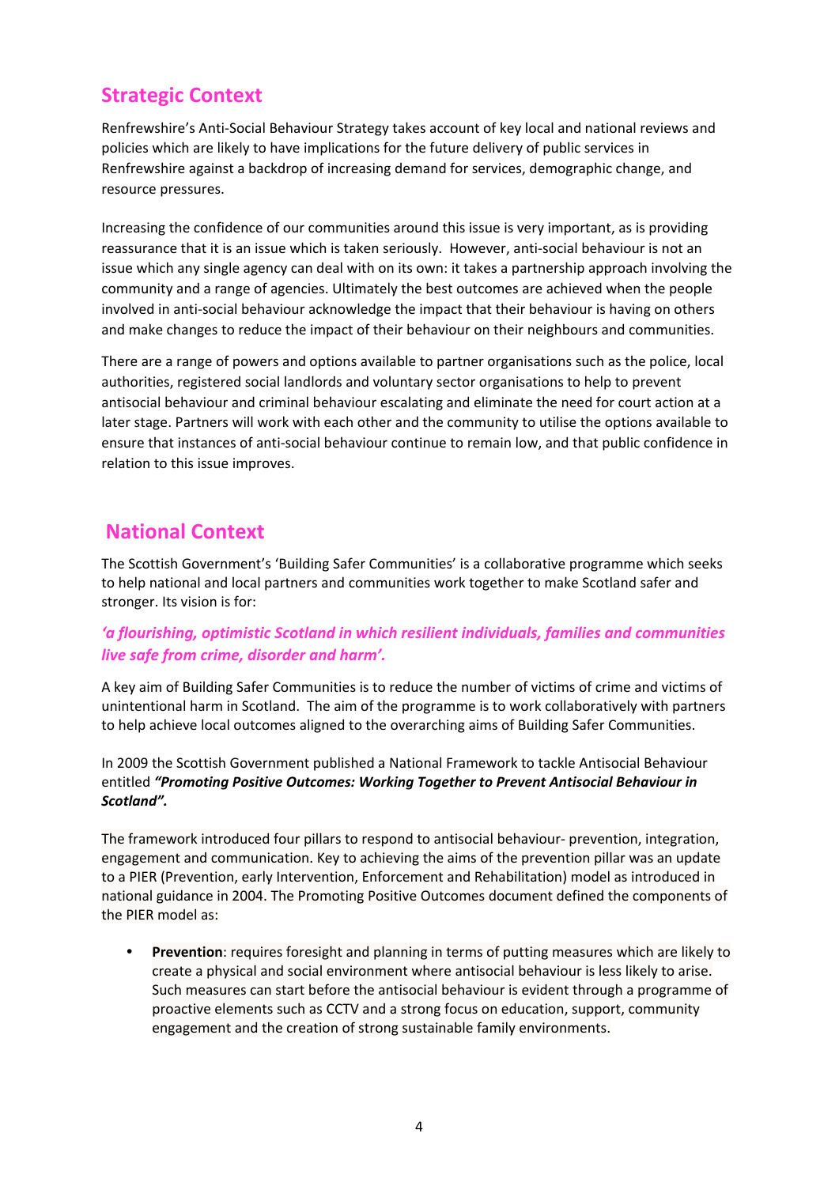## Strategic Context

Renfrewshire's Anti-Social Behaviour Strategy takes account of key local and national reviews and policies which are likely to have implications for the future delivery of public services in Renfrewshire against a backdrop of increasing demand for services, demographic change, and resource pressures.

Increasing the confidence of our communities around this issue is very important, as is providing reassurance that it is an issue which is taken seriously. However, anti-social behaviour is not an issue which any single agency can deal with on its own: it takes a partnership approach involving the community and a range of agencies. Ultimately the best outcomes are achieved when the people involved in anti-social behaviour acknowledge the impact that their behaviour is having on others and make changes to reduce the impact of their behaviour on their neighbours and communities.

There are a range of powers and options available to partner organisations such as the police, local authorities, registered social landlords and voluntary sector organisations to help to prevent antisocial behaviour and criminal behaviour escalating and eliminate the need for court action at a later stage. Partners will work with each other and the community to utilise the options available to ensure that instances of anti-social behaviour continue to remain low, and that public confidence in relation to this issue improves.

## National Context

The Scottish Government's 'Building Safer Communities' is a collaborative programme which seeks to help national and local partners and communities work together to make Scotland safer and stronger. Its vision is for:

***'a flourishing, optimistic Scotland in which resilient individuals, families and communities live safe from crime, disorder and harm'.***

A key aim of Building Safer Communities is to reduce the number of victims of crime and victims of unintentional harm in Scotland. The aim of the programme is to work collaboratively with partners to help achieve local outcomes aligned to the overarching aims of Building Safer Communities.

In 2009 the Scottish Government published a National Framework to tackle Antisocial Behaviour entitled ***"Promoting Positive Outcomes: Working Together to Prevent Antisocial Behaviour in Scotland".***

The framework introduced four pillars to respond to antisocial behaviour- prevention, integration, engagement and communication. Key to achieving the aims of the prevention pillar was an update to a PIER (Prevention, early Intervention, Enforcement and Rehabilitation) model as introduced in national guidance in 2004. The Promoting Positive Outcomes document defined the components of the PIER model as:

- **Prevention**: requires foresight and planning in terms of putting measures which are likely to create a physical and social environment where antisocial behaviour is less likely to arise. Such measures can start before the antisocial behaviour is evident through a programme of proactive elements such as CCTV and a strong focus on education, support, community engagement and the creation of strong sustainable family environments.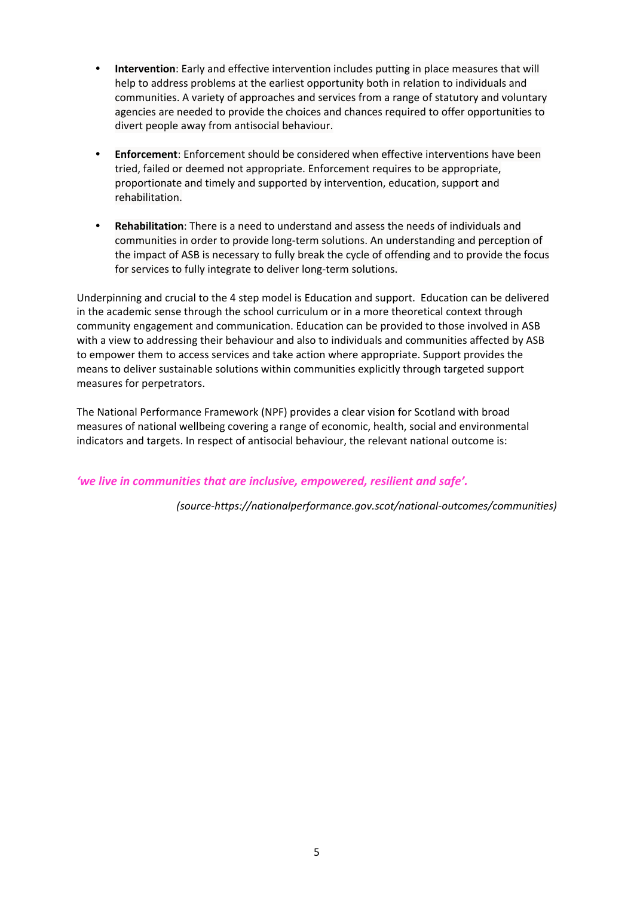- **Intervention**: Early and effective intervention includes putting in place measures that will help to address problems at the earliest opportunity both in relation to individuals and communities. A variety of approaches and services from a range of statutory and voluntary agencies are needed to provide the choices and chances required to offer opportunities to divert people away from antisocial behaviour.

- **Enforcement**: Enforcement should be considered when effective interventions have been tried, failed or deemed not appropriate. Enforcement requires to be appropriate, proportionate and timely and supported by intervention, education, support and rehabilitation.

- **Rehabilitation**: There is a need to understand and assess the needs of individuals and communities in order to provide long-term solutions. An understanding and perception of the impact of ASB is necessary to fully break the cycle of offending and to provide the focus for services to fully integrate to deliver long-term solutions.

Underpinning and crucial to the 4 step model is Education and support. Education can be delivered in the academic sense through the school curriculum or in a more theoretical context through community engagement and communication. Education can be provided to those involved in ASB with a view to addressing their behaviour and also to individuals and communities affected by ASB to empower them to access services and take action where appropriate. Support provides the means to deliver sustainable solutions within communities explicitly through targeted support measures for perpetrators.

The National Performance Framework (NPF) provides a clear vision for Scotland with broad measures of national wellbeing covering a range of economic, health, social and environmental indicators and targets. In respect of antisocial behaviour, the relevant national outcome is:

***'we live in communities that are inclusive, empowered, resilient and safe'.***

*(source-https://nationalperformance.gov.scot/national-outcomes/communities)*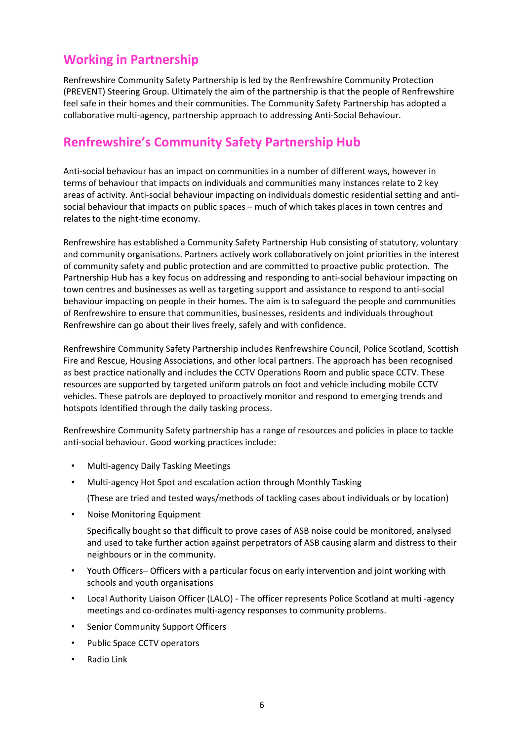## Working in Partnership

Renfrewshire Community Safety Partnership is led by the Renfrewshire Community Protection (PREVENT) Steering Group. Ultimately the aim of the partnership is that the people of Renfrewshire feel safe in their homes and their communities. The Community Safety Partnership has adopted a collaborative multi-agency, partnership approach to addressing Anti-Social Behaviour.

## Renfrewshire's Community Safety Partnership Hub

Anti-social behaviour has an impact on communities in a number of different ways, however in terms of behaviour that impacts on individuals and communities many instances relate to 2 key areas of activity. Anti-social behaviour impacting on individuals domestic residential setting and anti-social behaviour that impacts on public spaces – much of which takes places in town centres and relates to the night-time economy.

Renfrewshire has established a Community Safety Partnership Hub consisting of statutory, voluntary and community organisations. Partners actively work collaboratively on joint priorities in the interest of community safety and public protection and are committed to proactive public protection. The Partnership Hub has a key focus on addressing and responding to anti-social behaviour impacting on town centres and businesses as well as targeting support and assistance to respond to anti-social behaviour impacting on people in their homes. The aim is to safeguard the people and communities of Renfrewshire to ensure that communities, businesses, residents and individuals throughout Renfrewshire can go about their lives freely, safely and with confidence.

Renfrewshire Community Safety Partnership includes Renfrewshire Council, Police Scotland, Scottish Fire and Rescue, Housing Associations, and other local partners. The approach has been recognised as best practice nationally and includes the CCTV Operations Room and public space CCTV. These resources are supported by targeted uniform patrols on foot and vehicle including mobile CCTV vehicles. These patrols are deployed to proactively monitor and respond to emerging trends and hotspots identified through the daily tasking process.

Renfrewshire Community Safety partnership has a range of resources and policies in place to tackle anti-social behaviour. Good working practices include:

- Multi-agency Daily Tasking Meetings
- Multi-agency Hot Spot and escalation action through Monthly Tasking

  (These are tried and tested ways/methods of tackling cases about individuals or by location)
- Noise Monitoring Equipment

  Specifically bought so that difficult to prove cases of ASB noise could be monitored, analysed and used to take further action against perpetrators of ASB causing alarm and distress to their neighbours or in the community.
- Youth Officers– Officers with a particular focus on early intervention and joint working with schools and youth organisations
- Local Authority Liaison Officer (LALO) - The officer represents Police Scotland at multi -agency meetings and co-ordinates multi-agency responses to community problems.
- Senior Community Support Officers
- Public Space CCTV operators
- Radio Link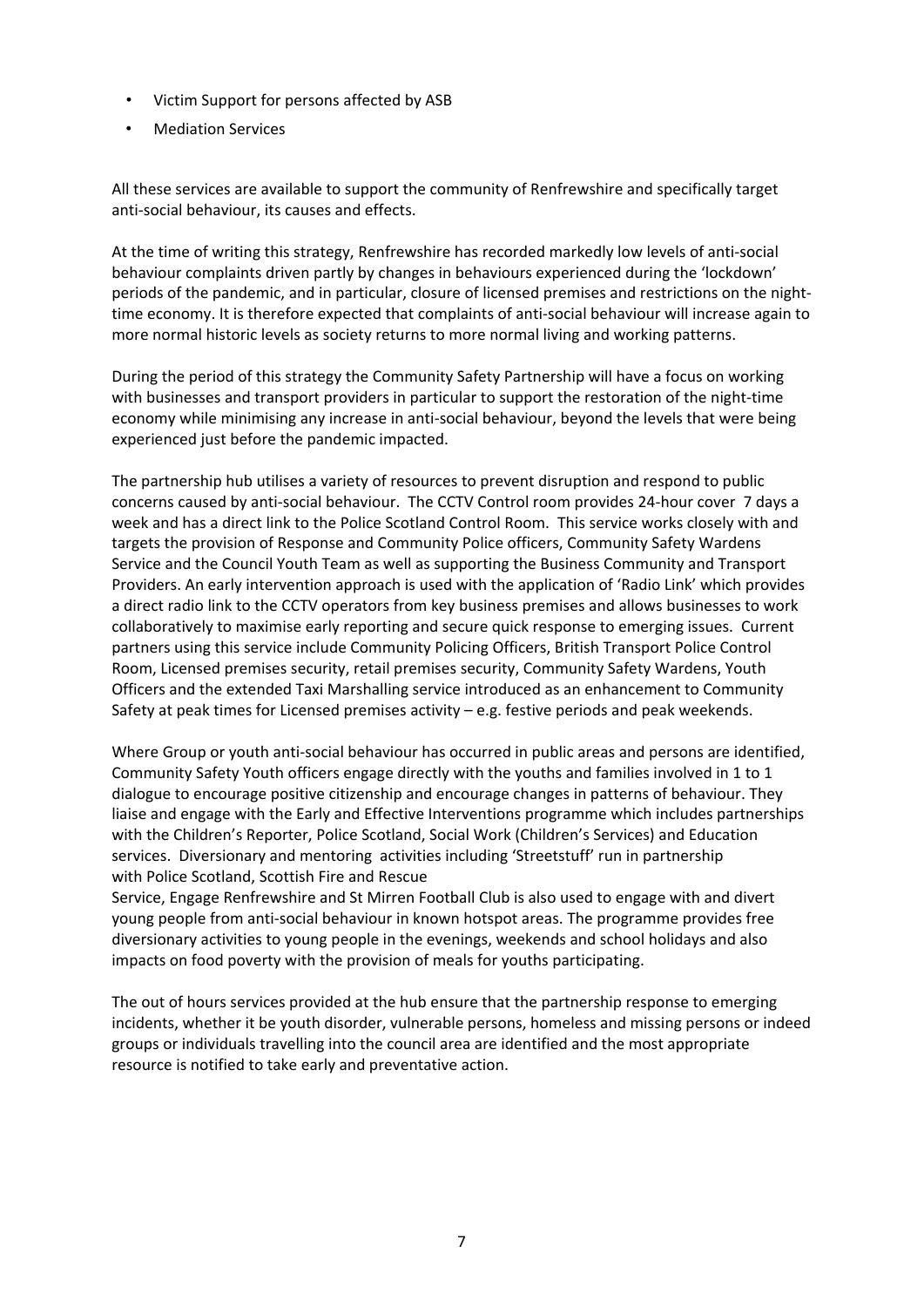- Victim Support for persons affected by ASB
- Mediation Services

All these services are available to support the community of Renfrewshire and specifically target anti-social behaviour, its causes and effects.

At the time of writing this strategy, Renfrewshire has recorded markedly low levels of anti-social behaviour complaints driven partly by changes in behaviours experienced during the 'lockdown' periods of the pandemic, and in particular, closure of licensed premises and restrictions on the night-time economy. It is therefore expected that complaints of anti-social behaviour will increase again to more normal historic levels as society returns to more normal living and working patterns.

During the period of this strategy the Community Safety Partnership will have a focus on working with businesses and transport providers in particular to support the restoration of the night-time economy while minimising any increase in anti-social behaviour, beyond the levels that were being experienced just before the pandemic impacted.

The partnership hub utilises a variety of resources to prevent disruption and respond to public concerns caused by anti-social behaviour. The CCTV Control room provides 24-hour cover 7 days a week and has a direct link to the Police Scotland Control Room. This service works closely with and targets the provision of Response and Community Police officers, Community Safety Wardens Service and the Council Youth Team as well as supporting the Business Community and Transport Providers. An early intervention approach is used with the application of 'Radio Link' which provides a direct radio link to the CCTV operators from key business premises and allows businesses to work collaboratively to maximise early reporting and secure quick response to emerging issues. Current partners using this service include Community Policing Officers, British Transport Police Control Room, Licensed premises security, retail premises security, Community Safety Wardens, Youth Officers and the extended Taxi Marshalling service introduced as an enhancement to Community Safety at peak times for Licensed premises activity – e.g. festive periods and peak weekends.

Where Group or youth anti-social behaviour has occurred in public areas and persons are identified, Community Safety Youth officers engage directly with the youths and families involved in 1 to 1 dialogue to encourage positive citizenship and encourage changes in patterns of behaviour. They liaise and engage with the Early and Effective Interventions programme which includes partnerships with the Children's Reporter, Police Scotland, Social Work (Children's Services) and Education services. Diversionary and mentoring activities including 'Streetstuff' run in partnership with Police Scotland, Scottish Fire and Rescue Service, Engage Renfrewshire and St Mirren Football Club is also used to engage with and divert young people from anti-social behaviour in known hotspot areas. The programme provides free diversionary activities to young people in the evenings, weekends and school holidays and also impacts on food poverty with the provision of meals for youths participating.

The out of hours services provided at the hub ensure that the partnership response to emerging incidents, whether it be youth disorder, vulnerable persons, homeless and missing persons or indeed groups or individuals travelling into the council area are identified and the most appropriate resource is notified to take early and preventative action.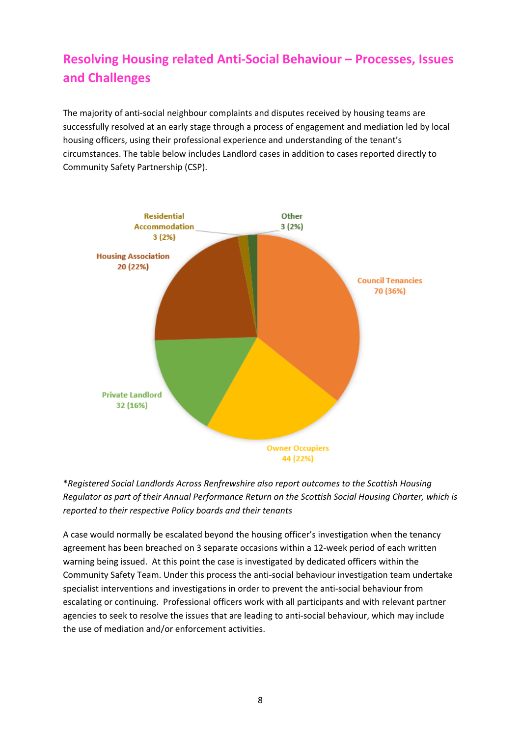## Resolving Housing related Anti-Social Behaviour – Processes, Issues and Challenges

The majority of anti-social neighbour complaints and disputes received by housing teams are successfully resolved at an early stage through a process of engagement and mediation led by local housing officers, using their professional experience and understanding of the tenant's circumstances. The table below includes Landlord cases in addition to cases reported directly to Community Safety Partnership (CSP).

Residential Accommodation
3 (2%)

Other
3 (2%)

Housing Association
20 (22%)

Council Tenancies
70 (36%)

Private Landlord
32 (16%)

Owner Occupiers
44 (22%)

*\*Registered Social Landlords Across Renfrewshire also report outcomes to the Scottish Housing Regulator as part of their Annual Performance Return on the Scottish Social Housing Charter, which is reported to their respective Policy boards and their tenants*

A case would normally be escalated beyond the housing officer's investigation when the tenancy agreement has been breached on 3 separate occasions within a 12-week period of each written warning being issued. At this point the case is investigated by dedicated officers within the Community Safety Team. Under this process the anti-social behaviour investigation team undertake specialist interventions and investigations in order to prevent the anti-social behaviour from escalating or continuing. Professional officers work with all participants and with relevant partner agencies to seek to resolve the issues that are leading to anti-social behaviour, which may include the use of mediation and/or enforcement activities.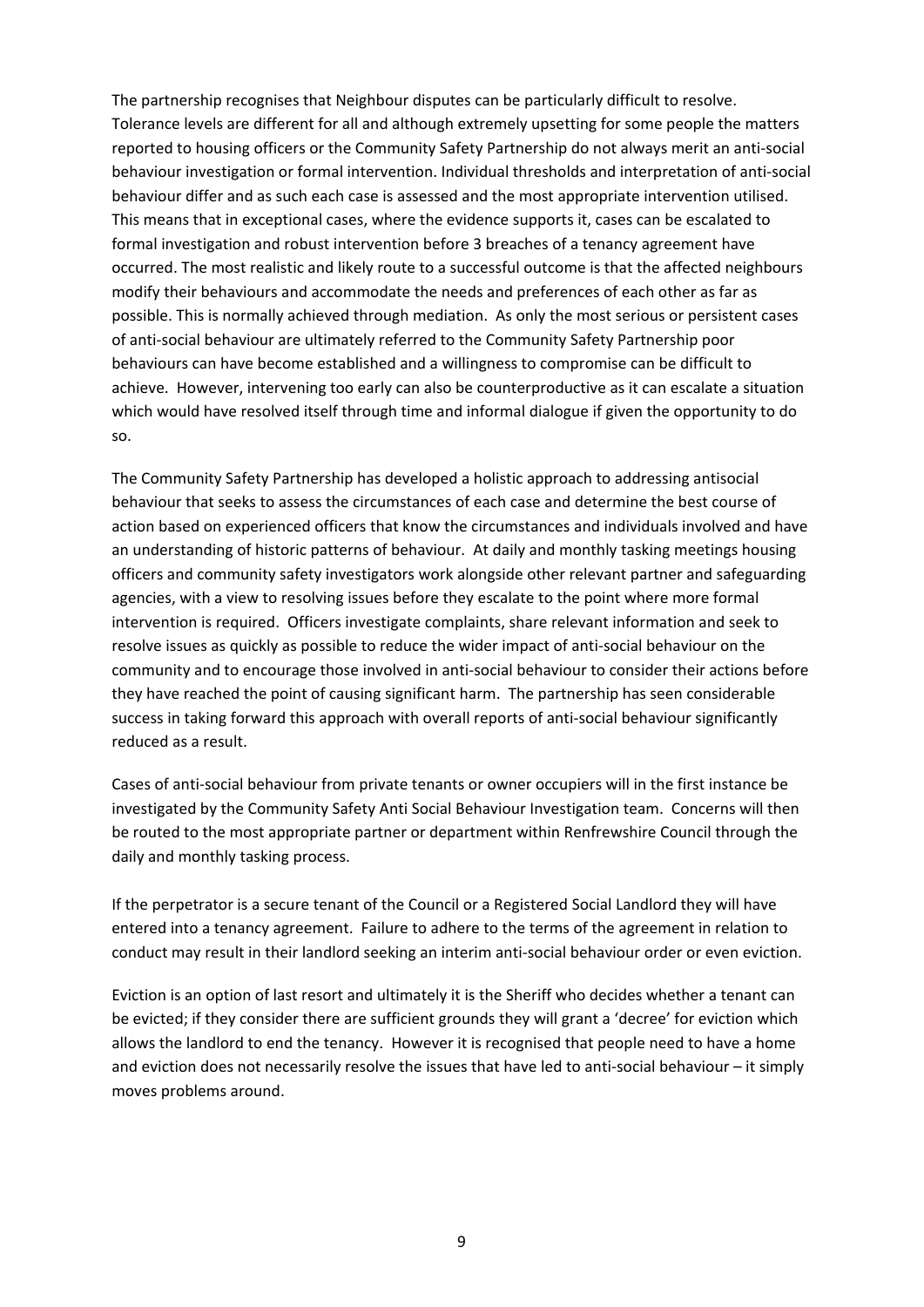The partnership recognises that Neighbour disputes can be particularly difficult to resolve. Tolerance levels are different for all and although extremely upsetting for some people the matters reported to housing officers or the Community Safety Partnership do not always merit an anti-social behaviour investigation or formal intervention. Individual thresholds and interpretation of anti-social behaviour differ and as such each case is assessed and the most appropriate intervention utilised. This means that in exceptional cases, where the evidence supports it, cases can be escalated to formal investigation and robust intervention before 3 breaches of a tenancy agreement have occurred. The most realistic and likely route to a successful outcome is that the affected neighbours modify their behaviours and accommodate the needs and preferences of each other as far as possible. This is normally achieved through mediation. As only the most serious or persistent cases of anti-social behaviour are ultimately referred to the Community Safety Partnership poor behaviours can have become established and a willingness to compromise can be difficult to achieve. However, intervening too early can also be counterproductive as it can escalate a situation which would have resolved itself through time and informal dialogue if given the opportunity to do so.

The Community Safety Partnership has developed a holistic approach to addressing antisocial behaviour that seeks to assess the circumstances of each case and determine the best course of action based on experienced officers that know the circumstances and individuals involved and have an understanding of historic patterns of behaviour. At daily and monthly tasking meetings housing officers and community safety investigators work alongside other relevant partner and safeguarding agencies, with a view to resolving issues before they escalate to the point where more formal intervention is required. Officers investigate complaints, share relevant information and seek to resolve issues as quickly as possible to reduce the wider impact of anti-social behaviour on the community and to encourage those involved in anti-social behaviour to consider their actions before they have reached the point of causing significant harm. The partnership has seen considerable success in taking forward this approach with overall reports of anti-social behaviour significantly reduced as a result.

Cases of anti-social behaviour from private tenants or owner occupiers will in the first instance be investigated by the Community Safety Anti Social Behaviour Investigation team. Concerns will then be routed to the most appropriate partner or department within Renfrewshire Council through the daily and monthly tasking process.

If the perpetrator is a secure tenant of the Council or a Registered Social Landlord they will have entered into a tenancy agreement. Failure to adhere to the terms of the agreement in relation to conduct may result in their landlord seeking an interim anti-social behaviour order or even eviction.

Eviction is an option of last resort and ultimately it is the Sheriff who decides whether a tenant can be evicted; if they consider there are sufficient grounds they will grant a 'decree' for eviction which allows the landlord to end the tenancy. However it is recognised that people need to have a home and eviction does not necessarily resolve the issues that have led to anti-social behaviour – it simply moves problems around.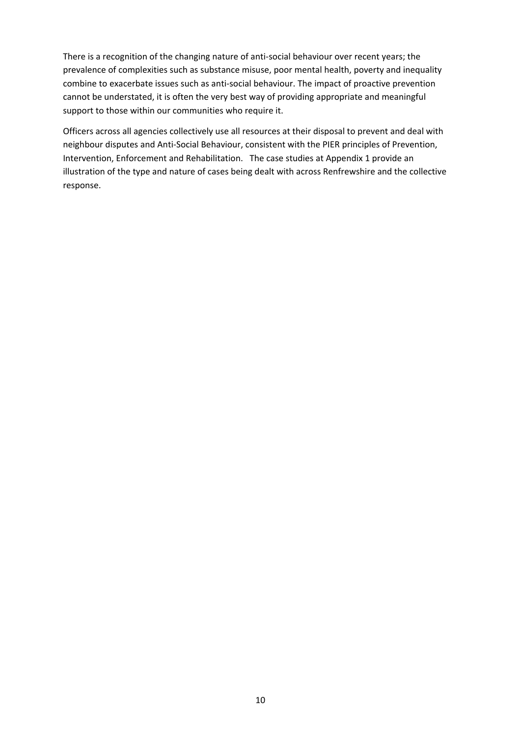There is a recognition of the changing nature of anti-social behaviour over recent years; the prevalence of complexities such as substance misuse, poor mental health, poverty and inequality combine to exacerbate issues such as anti-social behaviour. The impact of proactive prevention cannot be understated, it is often the very best way of providing appropriate and meaningful support to those within our communities who require it.

Officers across all agencies collectively use all resources at their disposal to prevent and deal with neighbour disputes and Anti-Social Behaviour, consistent with the PIER principles of Prevention, Intervention, Enforcement and Rehabilitation. The case studies at Appendix 1 provide an illustration of the type and nature of cases being dealt with across Renfrewshire and the collective response.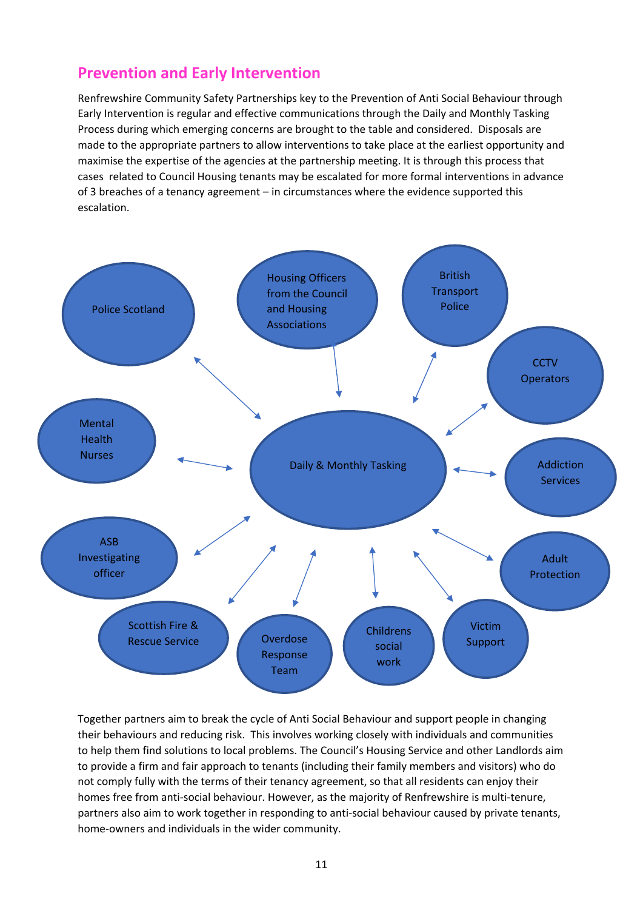## Prevention and Early Intervention

Renfrewshire Community Safety Partnerships key to the Prevention of Anti Social Behaviour through Early Intervention is regular and effective communications through the Daily and Monthly Tasking Process during which emerging concerns are brought to the table and considered. Disposals are made to the appropriate partners to allow interventions to take place at the earliest opportunity and maximise the expertise of the agencies at the partnership meeting. It is through this process that cases related to Council Housing tenants may be escalated for more formal interventions in advance of 3 breaches of a tenancy agreement – in circumstances where the evidence supported this escalation.

Daily & Monthly Tasking

Police Scotland

Housing Officers from the Council and Housing Associations

British Transport Police

CCTV Operators

Addiction Services

Adult Protection

Victim Support

Childrens social work

Overdose Response Team

Scottish Fire & Rescue Service

ASB Investigating officer

Mental Health Nurses

Together partners aim to break the cycle of Anti Social Behaviour and support people in changing their behaviours and reducing risk. This involves working closely with individuals and communities to help them find solutions to local problems. The Council's Housing Service and other Landlords aim to provide a firm and fair approach to tenants (including their family members and visitors) who do not comply fully with the terms of their tenancy agreement, so that all residents can enjoy their homes free from anti-social behaviour. However, as the majority of Renfrewshire is multi-tenure, partners also aim to work together in responding to anti-social behaviour caused by private tenants, home-owners and individuals in the wider community.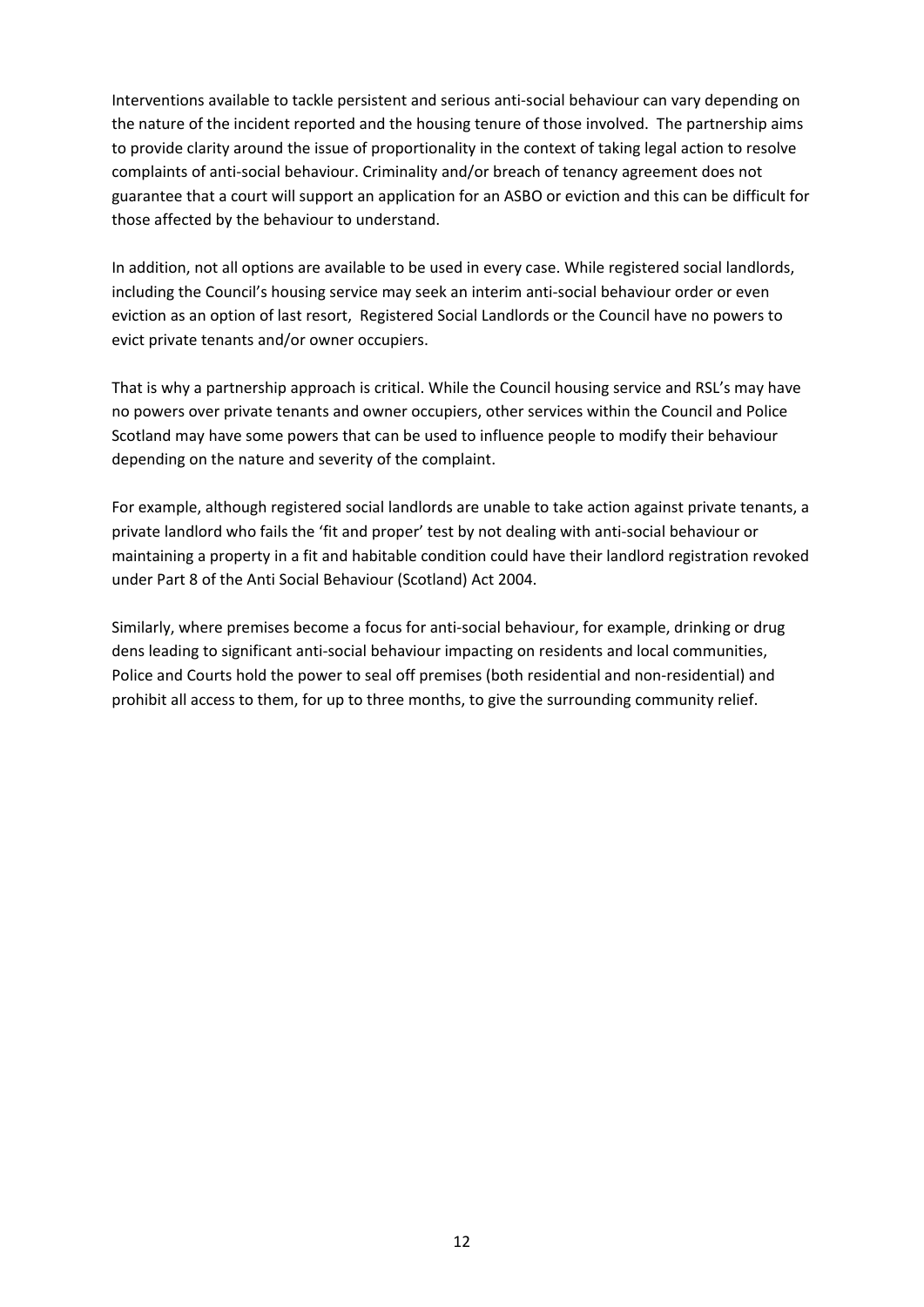Interventions available to tackle persistent and serious anti-social behaviour can vary depending on the nature of the incident reported and the housing tenure of those involved. The partnership aims to provide clarity around the issue of proportionality in the context of taking legal action to resolve complaints of anti-social behaviour. Criminality and/or breach of tenancy agreement does not guarantee that a court will support an application for an ASBO or eviction and this can be difficult for those affected by the behaviour to understand.

In addition, not all options are available to be used in every case. While registered social landlords, including the Council's housing service may seek an interim anti-social behaviour order or even eviction as an option of last resort, Registered Social Landlords or the Council have no powers to evict private tenants and/or owner occupiers.

That is why a partnership approach is critical. While the Council housing service and RSL's may have no powers over private tenants and owner occupiers, other services within the Council and Police Scotland may have some powers that can be used to influence people to modify their behaviour depending on the nature and severity of the complaint.

For example, although registered social landlords are unable to take action against private tenants, a private landlord who fails the 'fit and proper' test by not dealing with anti-social behaviour or maintaining a property in a fit and habitable condition could have their landlord registration revoked under Part 8 of the Anti Social Behaviour (Scotland) Act 2004.

Similarly, where premises become a focus for anti-social behaviour, for example, drinking or drug dens leading to significant anti-social behaviour impacting on residents and local communities, Police and Courts hold the power to seal off premises (both residential and non-residential) and prohibit all access to them, for up to three months, to give the surrounding community relief.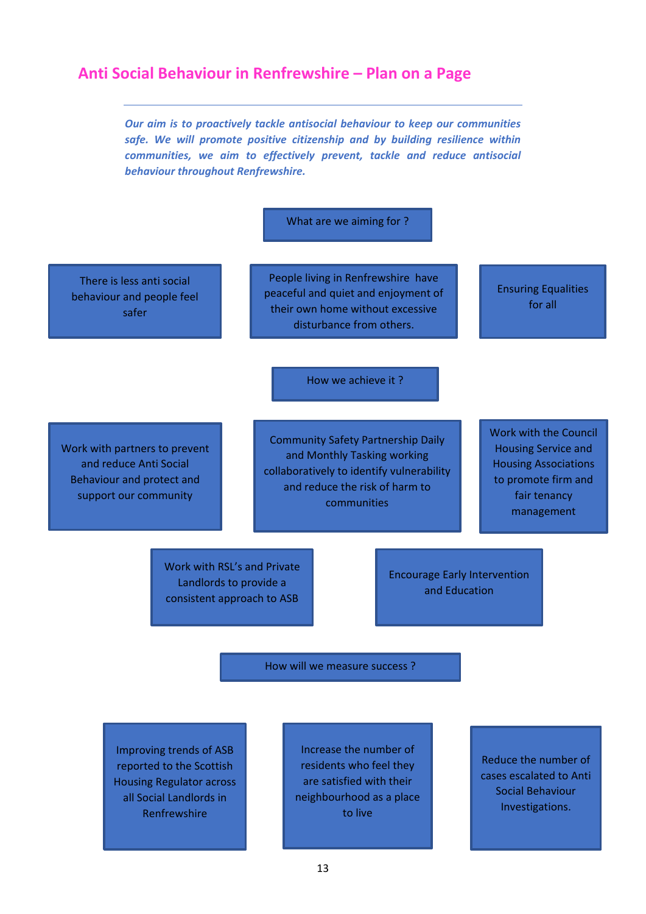## Anti Social Behaviour in Renfrewshire – Plan on a Page

***Our aim is to proactively tackle antisocial behaviour to keep our communities safe. We will promote positive citizenship and by building resilience within communities, we aim to effectively prevent, tackle and reduce antisocial behaviour throughout Renfrewshire.***

### What are we aiming for ?

- There is less anti social behaviour and people feel safer
- People living in Renfrewshire have peaceful and quiet and enjoyment of their own home without excessive disturbance from others.
- Ensuring Equalities for all

### How we achieve it ?

- Work with partners to prevent and reduce Anti Social Behaviour and protect and support our community
- Community Safety Partnership Daily and Monthly Tasking working collaboratively to identify vulnerability and reduce the risk of harm to communities
- Work with the Council Housing Service and Housing Associations to promote firm and fair tenancy management
- Work with RSL's and Private Landlords to provide a consistent approach to ASB
- Encourage Early Intervention and Education

### How will we measure success ?

- Improving trends of ASB reported to the Scottish Housing Regulator across all Social Landlords in Renfrewshire
- Increase the number of residents who feel they are satisfied with their neighbourhood as a place to live
- Reduce the number of cases escalated to Anti Social Behaviour Investigations.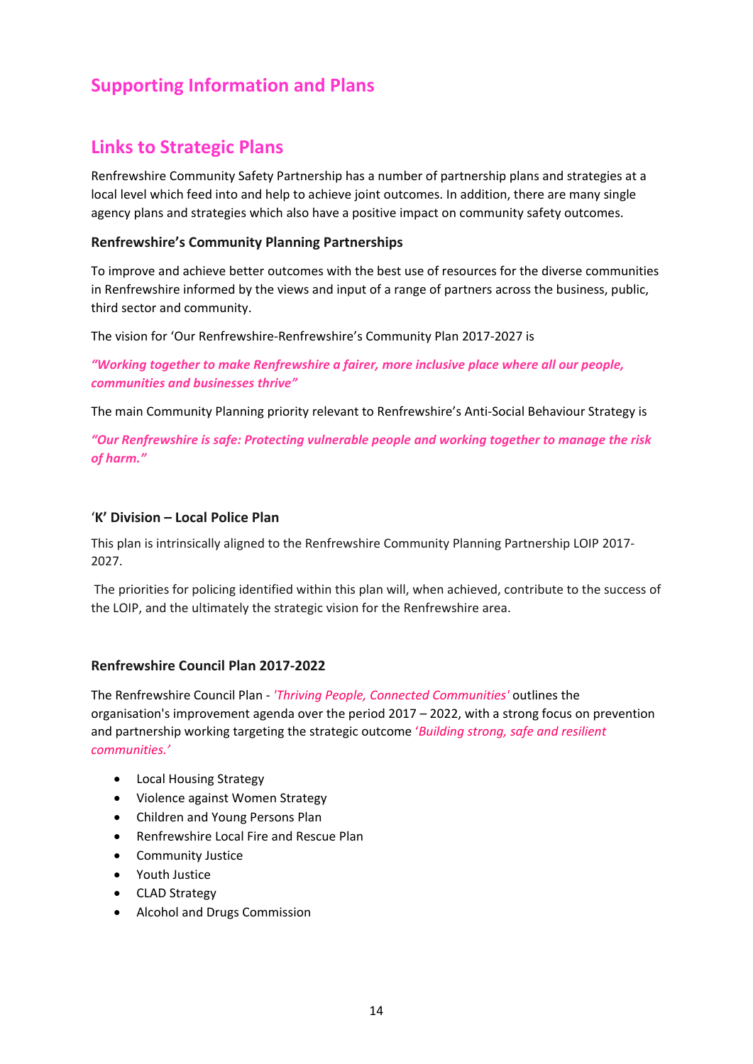## Supporting Information and Plans

## Links to Strategic Plans

Renfrewshire Community Safety Partnership has a number of partnership plans and strategies at a local level which feed into and help to achieve joint outcomes. In addition, there are many single agency plans and strategies which also have a positive impact on community safety outcomes.

**Renfrewshire's Community Planning Partnerships**

To improve and achieve better outcomes with the best use of resources for the diverse communities in Renfrewshire informed by the views and input of a range of partners across the business, public, third sector and community.

The vision for 'Our Renfrewshire-Renfrewshire's Community Plan 2017-2027 is

***"Working together to make Renfrewshire a fairer, more inclusive place where all our people, communities and businesses thrive"***

The main Community Planning priority relevant to Renfrewshire's Anti-Social Behaviour Strategy is

***"Our Renfrewshire is safe: Protecting vulnerable people and working together to manage the risk of harm."***

**'K' Division – Local Police Plan**

This plan is intrinsically aligned to the Renfrewshire Community Planning Partnership LOIP 2017-2027.

The priorities for policing identified within this plan will, when achieved, contribute to the success of the LOIP, and the ultimately the strategic vision for the Renfrewshire area.

**Renfrewshire Council Plan 2017-2022**

The Renfrewshire Council Plan - *'Thriving People, Connected Communities'* outlines the organisation's improvement agenda over the period 2017 – 2022, with a strong focus on prevention and partnership working targeting the strategic outcome *'Building strong, safe and resilient communities.'*

- Local Housing Strategy
- Violence against Women Strategy
- Children and Young Persons Plan
- Renfrewshire Local Fire and Rescue Plan
- Community Justice
- Youth Justice
- CLAD Strategy
- Alcohol and Drugs Commission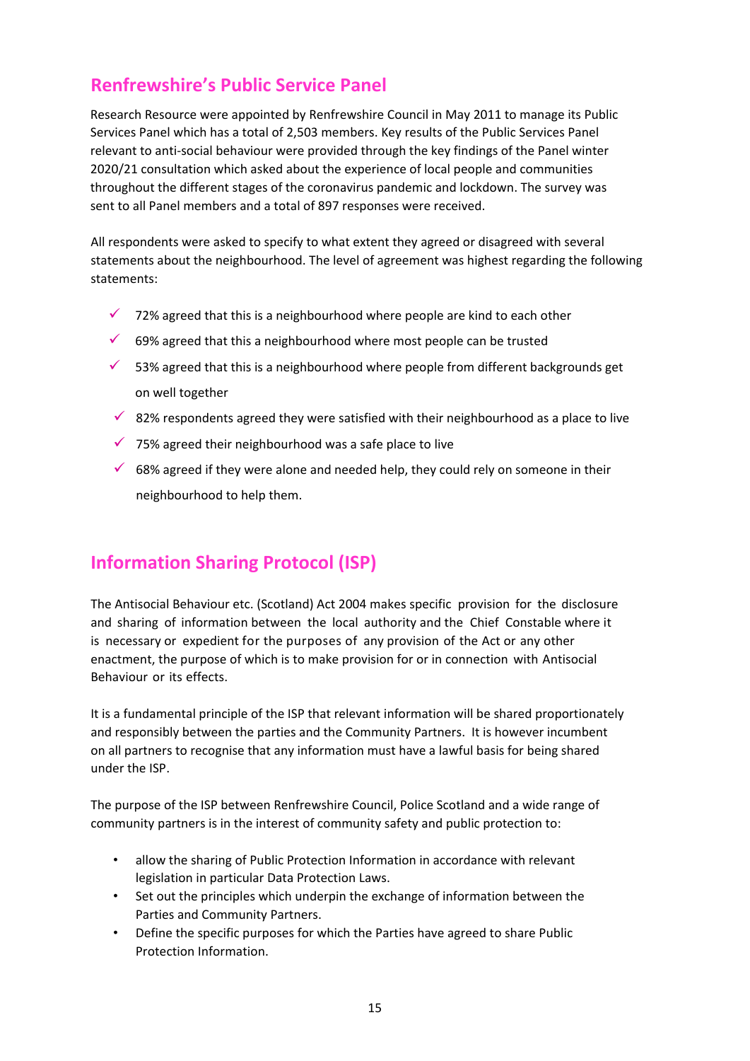## Renfrewshire's Public Service Panel

Research Resource were appointed by Renfrewshire Council in May 2011 to manage its Public Services Panel which has a total of 2,503 members. Key results of the Public Services Panel relevant to anti-social behaviour were provided through the key findings of the Panel winter 2020/21 consultation which asked about the experience of local people and communities throughout the different stages of the coronavirus pandemic and lockdown. The survey was sent to all Panel members and a total of 897 responses were received.

All respondents were asked to specify to what extent they agreed or disagreed with several statements about the neighbourhood. The level of agreement was highest regarding the following statements:

- ✓ 72% agreed that this is a neighbourhood where people are kind to each other
- ✓ 69% agreed that this a neighbourhood where most people can be trusted
- ✓ 53% agreed that this is a neighbourhood where people from different backgrounds get on well together
- ✓ 82% respondents agreed they were satisfied with their neighbourhood as a place to live
- ✓ 75% agreed their neighbourhood was a safe place to live
- ✓ 68% agreed if they were alone and needed help, they could rely on someone in their neighbourhood to help them.

## Information Sharing Protocol (ISP)

The Antisocial Behaviour etc. (Scotland) Act 2004 makes specific provision for the disclosure and sharing of information between the local authority and the Chief Constable where it is necessary or expedient for the purposes of any provision of the Act or any other enactment, the purpose of which is to make provision for or in connection with Antisocial Behaviour or its effects.

It is a fundamental principle of the ISP that relevant information will be shared proportionately and responsibly between the parties and the Community Partners. It is however incumbent on all partners to recognise that any information must have a lawful basis for being shared under the ISP.

The purpose of the ISP between Renfrewshire Council, Police Scotland and a wide range of community partners is in the interest of community safety and public protection to:

- allow the sharing of Public Protection Information in accordance with relevant legislation in particular Data Protection Laws.
- Set out the principles which underpin the exchange of information between the Parties and Community Partners.
- Define the specific purposes for which the Parties have agreed to share Public Protection Information.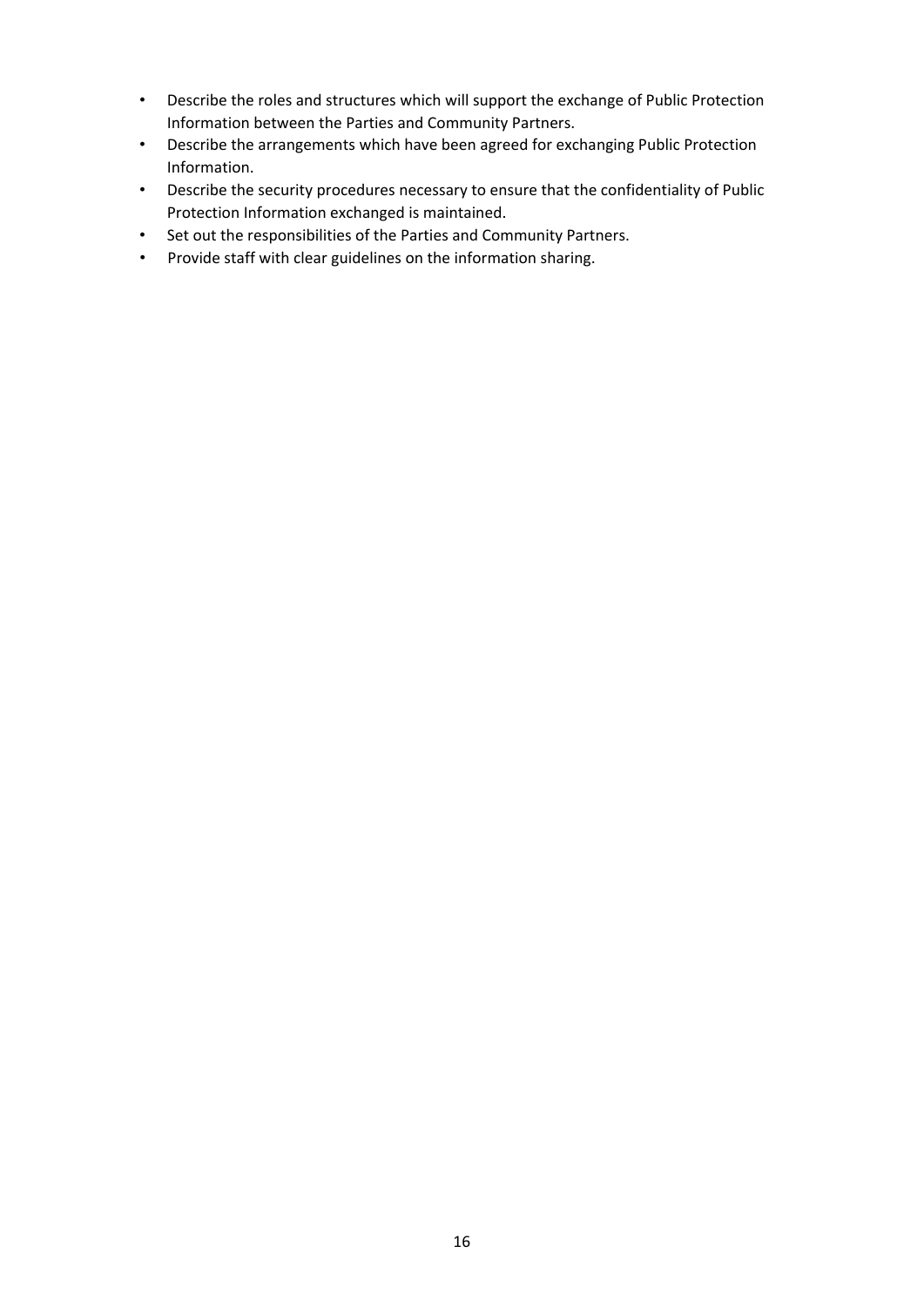- Describe the roles and structures which will support the exchange of Public Protection Information between the Parties and Community Partners.
- Describe the arrangements which have been agreed for exchanging Public Protection Information.
- Describe the security procedures necessary to ensure that the confidentiality of Public Protection Information exchanged is maintained.
- Set out the responsibilities of the Parties and Community Partners.
- Provide staff with clear guidelines on the information sharing.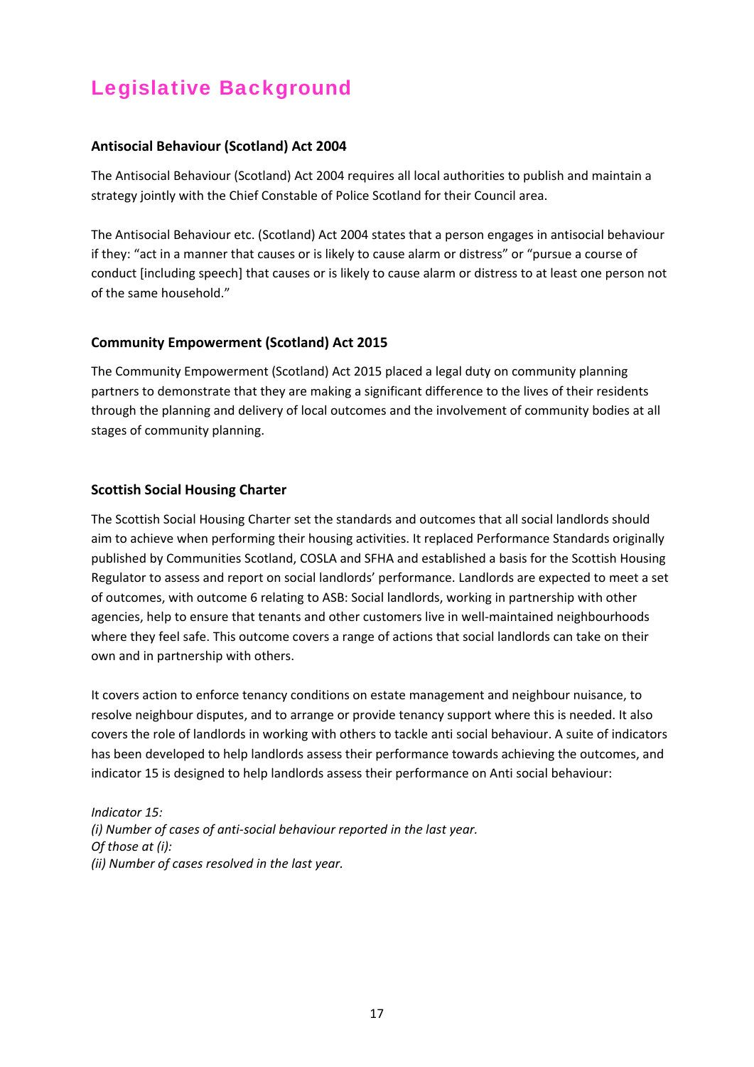# Legislative Background

### Antisocial Behaviour (Scotland) Act 2004

The Antisocial Behaviour (Scotland) Act 2004 requires all local authorities to publish and maintain a strategy jointly with the Chief Constable of Police Scotland for their Council area.

The Antisocial Behaviour etc. (Scotland) Act 2004 states that a person engages in antisocial behaviour if they: "act in a manner that causes or is likely to cause alarm or distress" or "pursue a course of conduct [including speech] that causes or is likely to cause alarm or distress to at least one person not of the same household."

### Community Empowerment (Scotland) Act 2015

The Community Empowerment (Scotland) Act 2015 placed a legal duty on community planning partners to demonstrate that they are making a significant difference to the lives of their residents through the planning and delivery of local outcomes and the involvement of community bodies at all stages of community planning.

### Scottish Social Housing Charter

The Scottish Social Housing Charter set the standards and outcomes that all social landlords should aim to achieve when performing their housing activities. It replaced Performance Standards originally published by Communities Scotland, COSLA and SFHA and established a basis for the Scottish Housing Regulator to assess and report on social landlords' performance. Landlords are expected to meet a set of outcomes, with outcome 6 relating to ASB: Social landlords, working in partnership with other agencies, help to ensure that tenants and other customers live in well-maintained neighbourhoods where they feel safe. This outcome covers a range of actions that social landlords can take on their own and in partnership with others.

It covers action to enforce tenancy conditions on estate management and neighbour nuisance, to resolve neighbour disputes, and to arrange or provide tenancy support where this is needed. It also covers the role of landlords in working with others to tackle anti social behaviour. A suite of indicators has been developed to help landlords assess their performance towards achieving the outcomes, and indicator 15 is designed to help landlords assess their performance on Anti social behaviour:

*Indicator 15:*
*(i) Number of cases of anti-social behaviour reported in the last year.*
*Of those at (i):*
*(ii) Number of cases resolved in the last year.*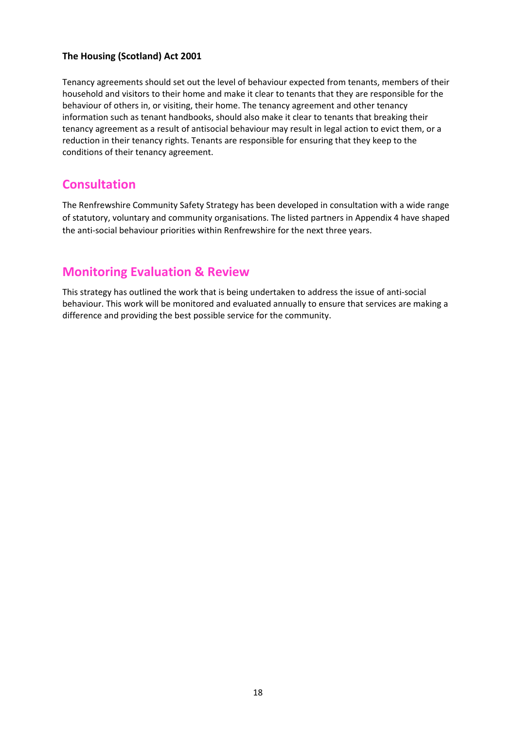**The Housing (Scotland) Act 2001**

Tenancy agreements should set out the level of behaviour expected from tenants, members of their household and visitors to their home and make it clear to tenants that they are responsible for the behaviour of others in, or visiting, their home. The tenancy agreement and other tenancy information such as tenant handbooks, should also make it clear to tenants that breaking their tenancy agreement as a result of antisocial behaviour may result in legal action to evict them, or a reduction in their tenancy rights. Tenants are responsible for ensuring that they keep to the conditions of their tenancy agreement.

## Consultation

The Renfrewshire Community Safety Strategy has been developed in consultation with a wide range of statutory, voluntary and community organisations. The listed partners in Appendix 4 have shaped the anti-social behaviour priorities within Renfrewshire for the next three years.

## Monitoring Evaluation & Review

This strategy has outlined the work that is being undertaken to address the issue of anti-social behaviour. This work will be monitored and evaluated annually to ensure that services are making a difference and providing the best possible service for the community.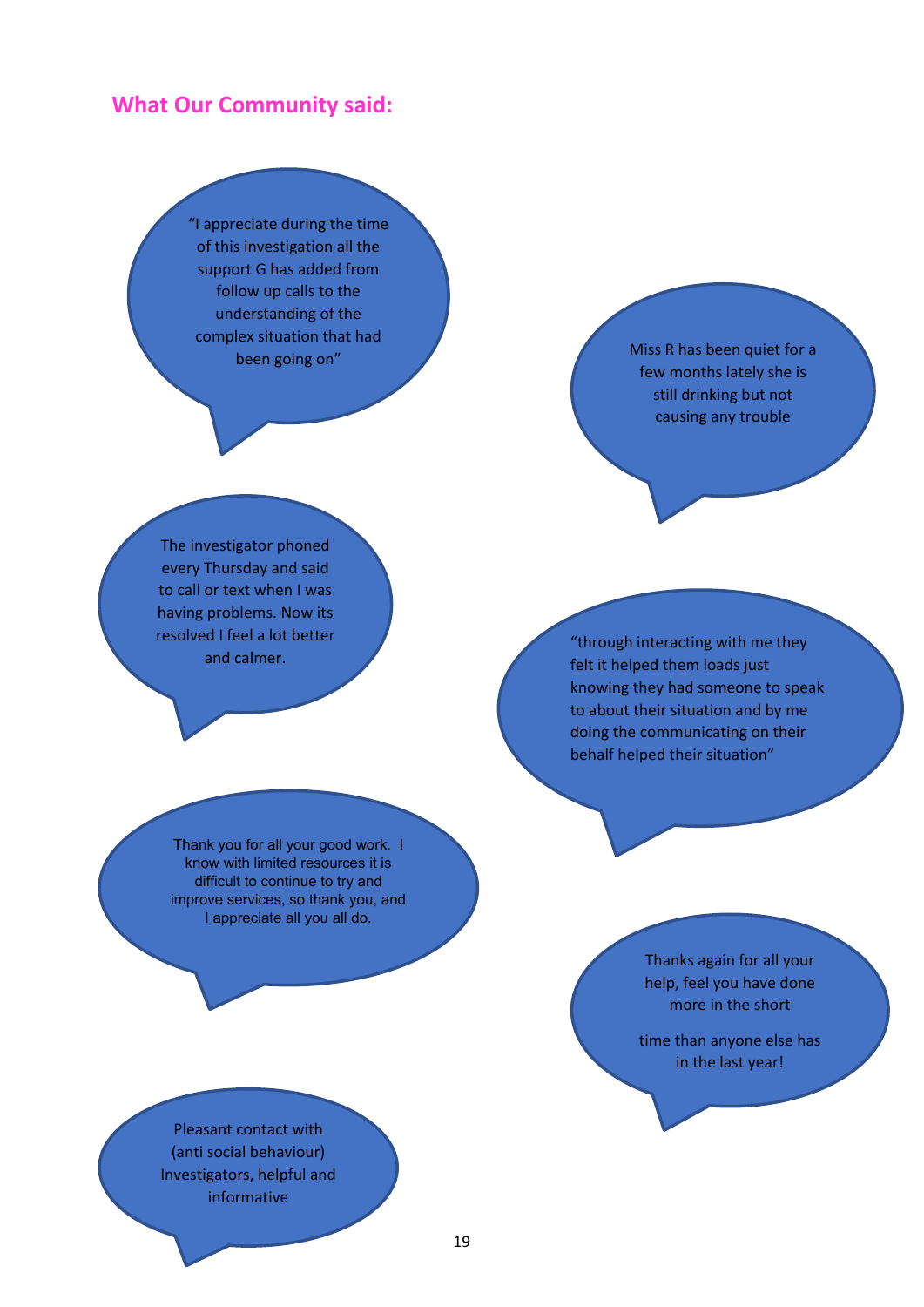## What Our Community said:

"I appreciate during the time of this investigation all the support G has added from follow up calls to the understanding of the complex situation that had been going on"

Miss R has been quiet for a few months lately she is still drinking but not causing any trouble

The investigator phoned every Thursday and said to call or text when I was having problems. Now its resolved I feel a lot better and calmer.

"through interacting with me they felt it helped them loads just knowing they had someone to speak to about their situation and by me doing the communicating on their behalf helped their situation"

Thank you for all your good work. I know with limited resources it is difficult to continue to try and improve services, so thank you, and I appreciate all you all do.

Thanks again for all your help, feel you have done more in the short

time than anyone else has in the last year!

Pleasant contact with (anti social behaviour) Investigators, helpful and informative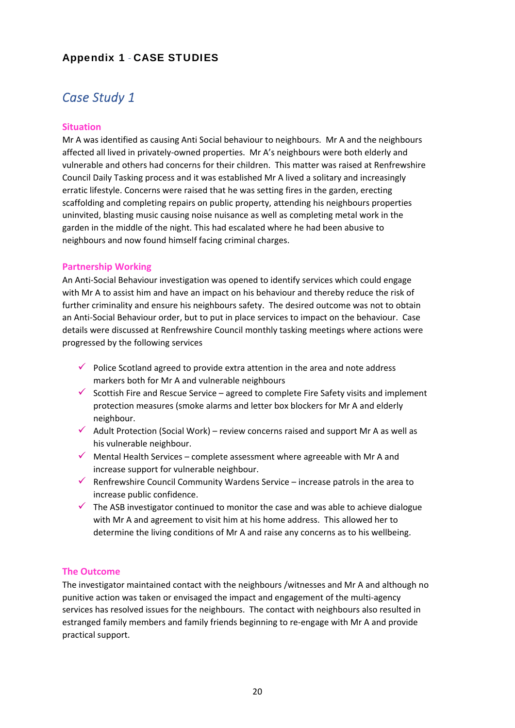## Appendix 1 - CASE STUDIES

### *Case Study 1*

**Situation**

Mr A was identified as causing Anti Social behaviour to neighbours. Mr A and the neighbours affected all lived in privately-owned properties. Mr A's neighbours were both elderly and vulnerable and others had concerns for their children. This matter was raised at Renfrewshire Council Daily Tasking process and it was established Mr A lived a solitary and increasingly erratic lifestyle. Concerns were raised that he was setting fires in the garden, erecting scaffolding and completing repairs on public property, attending his neighbours properties uninvited, blasting music causing noise nuisance as well as completing metal work in the garden in the middle of the night. This had escalated where he had been abusive to neighbours and now found himself facing criminal charges.

**Partnership Working**

An Anti-Social Behaviour investigation was opened to identify services which could engage with Mr A to assist him and have an impact on his behaviour and thereby reduce the risk of further criminality and ensure his neighbours safety. The desired outcome was not to obtain an Anti-Social Behaviour order, but to put in place services to impact on the behaviour. Case details were discussed at Renfrewshire Council monthly tasking meetings where actions were progressed by the following services

- ✓ Police Scotland agreed to provide extra attention in the area and note address markers both for Mr A and vulnerable neighbours
- ✓ Scottish Fire and Rescue Service – agreed to complete Fire Safety visits and implement protection measures (smoke alarms and letter box blockers for Mr A and elderly neighbour.
- ✓ Adult Protection (Social Work) – review concerns raised and support Mr A as well as his vulnerable neighbour.
- ✓ Mental Health Services – complete assessment where agreeable with Mr A and increase support for vulnerable neighbour.
- ✓ Renfrewshire Council Community Wardens Service – increase patrols in the area to increase public confidence.
- ✓ The ASB investigator continued to monitor the case and was able to achieve dialogue with Mr A and agreement to visit him at his home address. This allowed her to determine the living conditions of Mr A and raise any concerns as to his wellbeing.

**The Outcome**

The investigator maintained contact with the neighbours /witnesses and Mr A and although no punitive action was taken or envisaged the impact and engagement of the multi-agency services has resolved issues for the neighbours. The contact with neighbours also resulted in estranged family members and family friends beginning to re-engage with Mr A and provide practical support.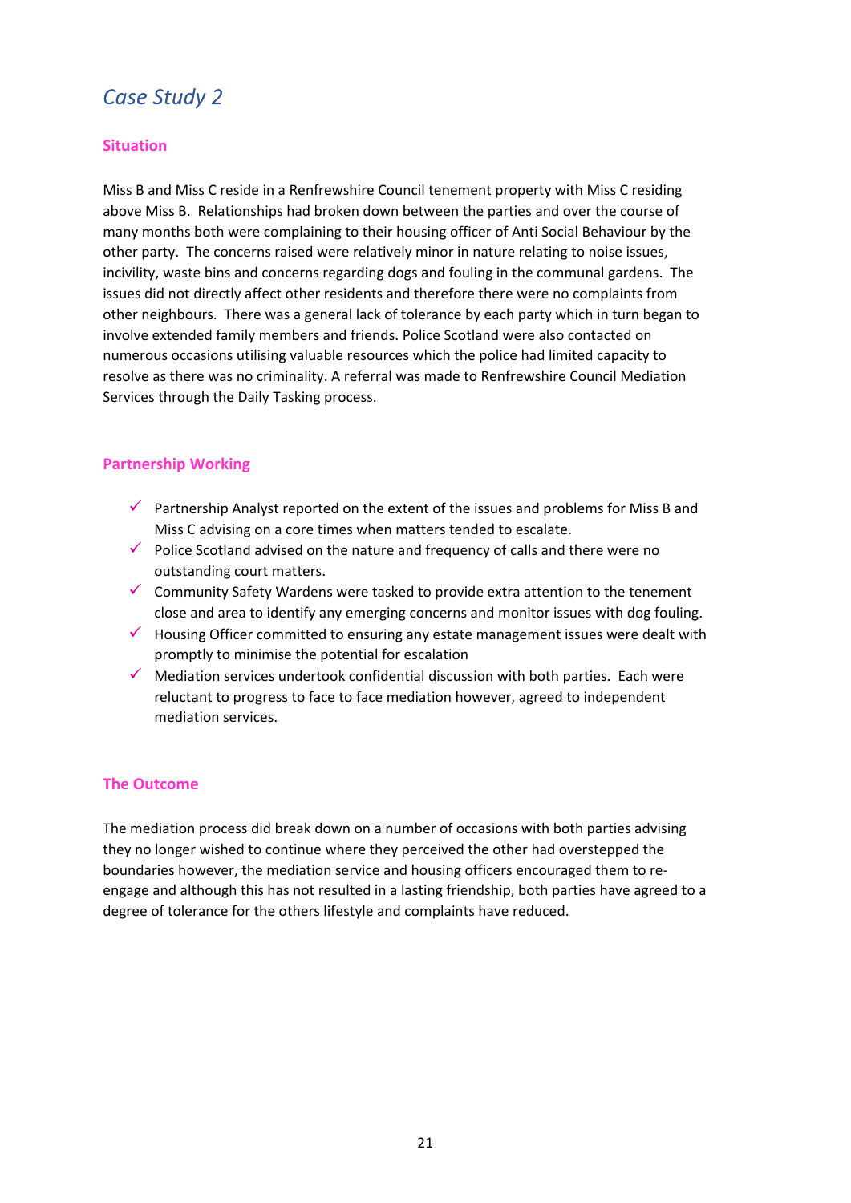## *Case Study 2*

### Situation

Miss B and Miss C reside in a Renfrewshire Council tenement property with Miss C residing above Miss B. Relationships had broken down between the parties and over the course of many months both were complaining to their housing officer of Anti Social Behaviour by the other party. The concerns raised were relatively minor in nature relating to noise issues, incivility, waste bins and concerns regarding dogs and fouling in the communal gardens. The issues did not directly affect other residents and therefore there were no complaints from other neighbours. There was a general lack of tolerance by each party which in turn began to involve extended family members and friends. Police Scotland were also contacted on numerous occasions utilising valuable resources which the police had limited capacity to resolve as there was no criminality. A referral was made to Renfrewshire Council Mediation Services through the Daily Tasking process.

### Partnership Working

- ✓ Partnership Analyst reported on the extent of the issues and problems for Miss B and Miss C advising on a core times when matters tended to escalate.
- ✓ Police Scotland advised on the nature and frequency of calls and there were no outstanding court matters.
- ✓ Community Safety Wardens were tasked to provide extra attention to the tenement close and area to identify any emerging concerns and monitor issues with dog fouling.
- ✓ Housing Officer committed to ensuring any estate management issues were dealt with promptly to minimise the potential for escalation
- ✓ Mediation services undertook confidential discussion with both parties. Each were reluctant to progress to face to face mediation however, agreed to independent mediation services.

### The Outcome

The mediation process did break down on a number of occasions with both parties advising they no longer wished to continue where they perceived the other had overstepped the boundaries however, the mediation service and housing officers encouraged them to re-engage and although this has not resulted in a lasting friendship, both parties have agreed to a degree of tolerance for the others lifestyle and complaints have reduced.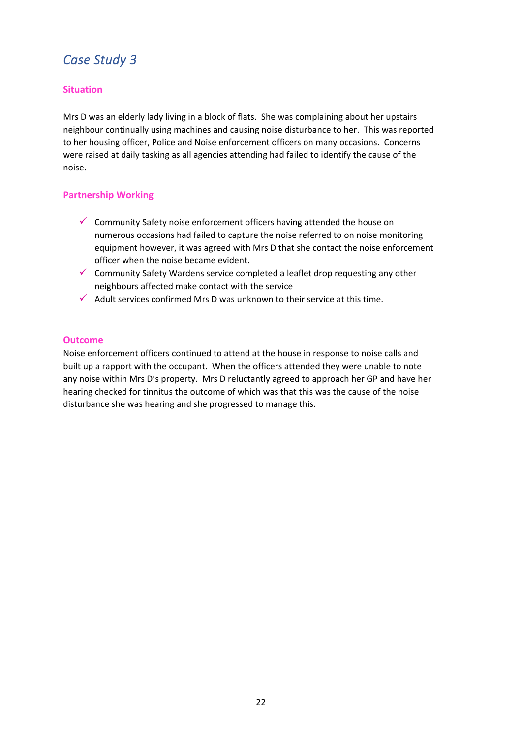## *Case Study 3*

### Situation

Mrs D was an elderly lady living in a block of flats. She was complaining about her upstairs neighbour continually using machines and causing noise disturbance to her. This was reported to her housing officer, Police and Noise enforcement officers on many occasions. Concerns were raised at daily tasking as all agencies attending had failed to identify the cause of the noise.

### Partnership Working

- ✓ Community Safety noise enforcement officers having attended the house on numerous occasions had failed to capture the noise referred to on noise monitoring equipment however, it was agreed with Mrs D that she contact the noise enforcement officer when the noise became evident.
- ✓ Community Safety Wardens service completed a leaflet drop requesting any other neighbours affected make contact with the service
- ✓ Adult services confirmed Mrs D was unknown to their service at this time.

### Outcome

Noise enforcement officers continued to attend at the house in response to noise calls and built up a rapport with the occupant. When the officers attended they were unable to note any noise within Mrs D's property. Mrs D reluctantly agreed to approach her GP and have her hearing checked for tinnitus the outcome of which was that this was the cause of the noise disturbance she was hearing and she progressed to manage this.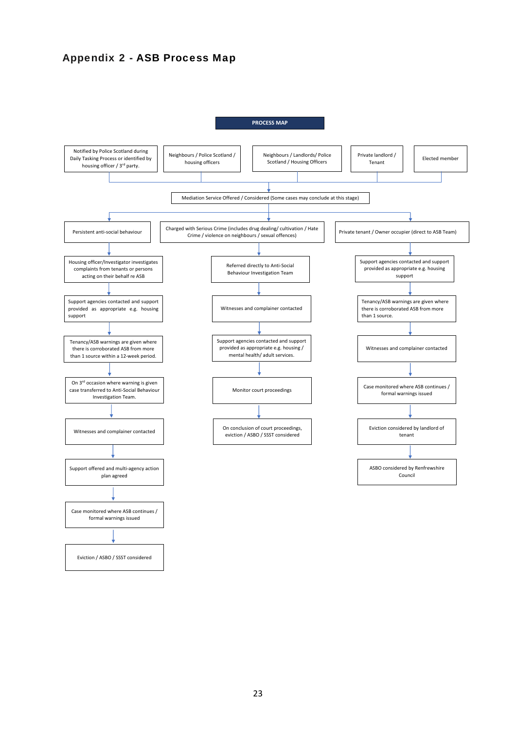## Appendix 2 - ASB Process Map

PROCESS MAP

Notified by Police Scotland during Daily Tasking Process or identified by housing officer / 3rd party.

Neighbours / Police Scotland / housing officers

Neighbours / Landlords/ Police Scotland / Housing Officers

Private landlord / Tenant

Elected member

Mediation Service Offered / Considered (Some cases may conclude at this stage)

Persistent anti-social behaviour

Housing officer/Investigator investigates complaints from tenants or persons acting on their behalf re ASB

Support agencies contacted and support provided as appropriate e.g. housing support

Tenancy/ASB warnings are given where there is corroborated ASB from more than 1 source within a 12-week period.

On 3rd occasion where warning is given case transferred to Anti-Social Behaviour Investigation Team.

Witnesses and complainer contacted

Support offered and multi-agency action plan agreed

Case monitored where ASB continues / formal warnings issued

Eviction / ASBO / SSST considered

Charged with Serious Crime (includes drug dealing/ cultivation / Hate Crime / violence on neighbours / sexual offences)

Referred directly to Anti-Social Behaviour Investigation Team

Witnesses and complainer contacted

Support agencies contacted and support provided as appropriate e.g. housing / mental health/ adult services.

Monitor court proceedings

On conclusion of court proceedings, eviction / ASBO / SSST considered

Private tenant / Owner occupier (direct to ASB Team)

Support agencies contacted and support provided as appropriate e.g. housing support

Tenancy/ASB warnings are given where there is corroborated ASB from more than 1 source.

Witnesses and complainer contacted

Case monitored where ASB continues / formal warnings issued

Eviction considered by landlord of tenant

ASBO considered by Renfrewshire Council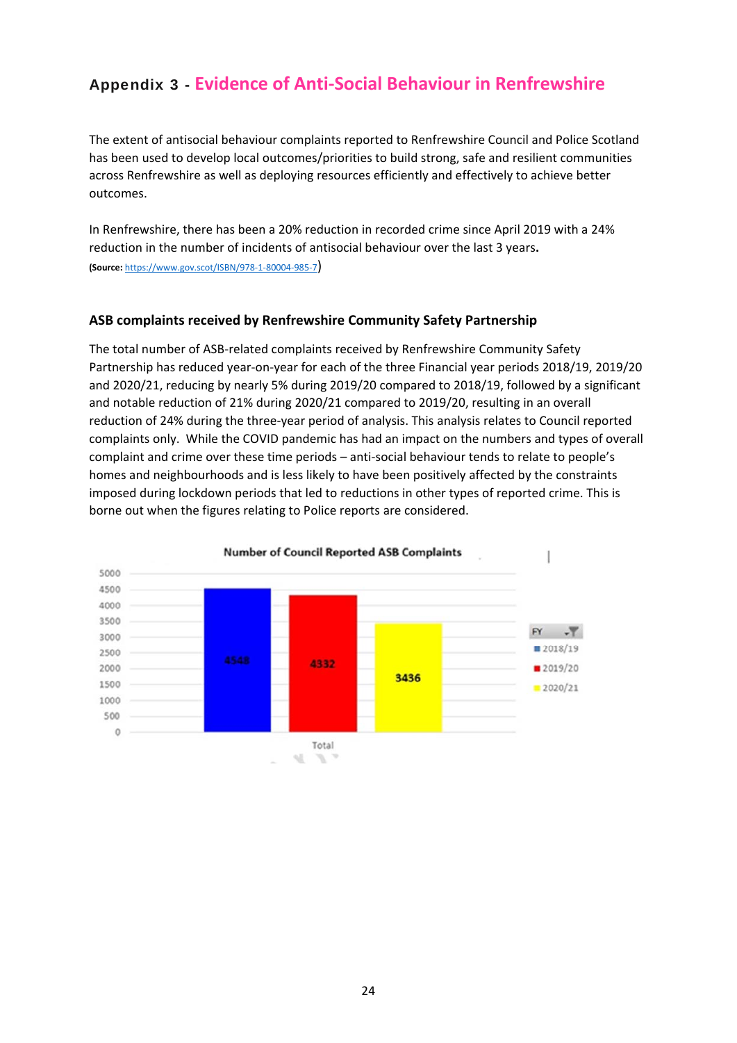## Appendix 3 - Evidence of Anti-Social Behaviour in Renfrewshire

The extent of antisocial behaviour complaints reported to Renfrewshire Council and Police Scotland has been used to develop local outcomes/priorities to build strong, safe and resilient communities across Renfrewshire as well as deploying resources efficiently and effectively to achieve better outcomes.

In Renfrewshire, there has been a 20% reduction in recorded crime since April 2019 with a 24% reduction in the number of incidents of antisocial behaviour over the last 3 years.

**(Source:** https://www.gov.scot/ISBN/978-1-80004-985-7)

### ASB complaints received by Renfrewshire Community Safety Partnership

The total number of ASB-related complaints received by Renfrewshire Community Safety Partnership has reduced year-on-year for each of the three Financial year periods 2018/19, 2019/20 and 2020/21, reducing by nearly 5% during 2019/20 compared to 2018/19, followed by a significant and notable reduction of 21% during 2020/21 compared to 2019/20, resulting in an overall reduction of 24% during the three-year period of analysis. This analysis relates to Council reported complaints only. While the COVID pandemic has had an impact on the numbers and types of overall complaint and crime over these time periods – anti-social behaviour tends to relate to people's homes and neighbourhoods and is less likely to have been positively affected by the constraints imposed during lockdown periods that led to reductions in other types of reported crime. This is borne out when the figures relating to Police reports are considered.

Number of Council Reported ASB Complaints

5000
4500
4000
3500
3000
2500
2000
1500
1000
500
0

4548
4332
3436

Total

FY
2018/19
2019/20
2020/21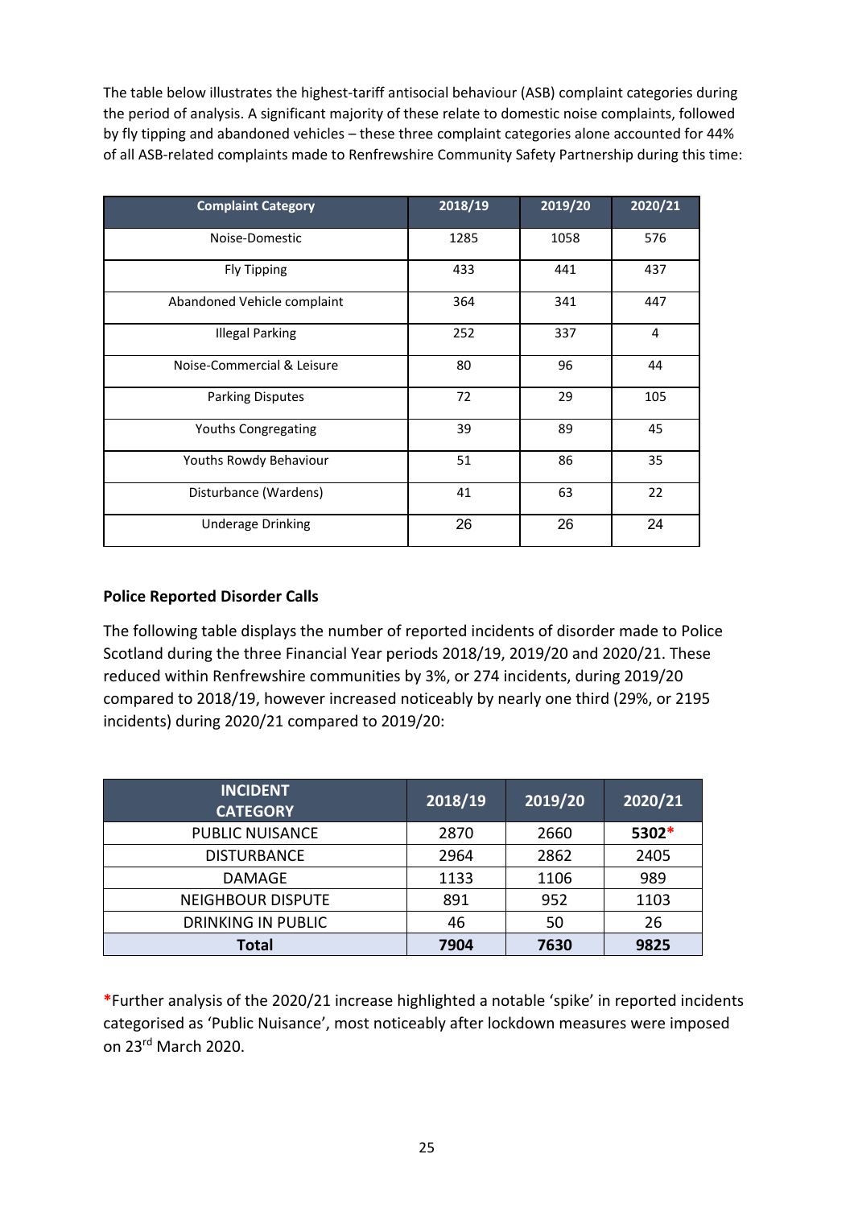The table below illustrates the highest-tariff antisocial behaviour (ASB) complaint categories during the period of analysis. A significant majority of these relate to domestic noise complaints, followed by fly tipping and abandoned vehicles – these three complaint categories alone accounted for 44% of all ASB-related complaints made to Renfrewshire Community Safety Partnership during this time:

| Complaint Category | 2018/19 | 2019/20 | 2020/21 |
|---|---|---|---|
| Noise-Domestic | 1285 | 1058 | 576 |
| Fly Tipping | 433 | 441 | 437 |
| Abandoned Vehicle complaint | 364 | 341 | 447 |
| Illegal Parking | 252 | 337 | 4 |
| Noise-Commercial & Leisure | 80 | 96 | 44 |
| Parking Disputes | 72 | 29 | 105 |
| Youths Congregating | 39 | 89 | 45 |
| Youths Rowdy Behaviour | 51 | 86 | 35 |
| Disturbance (Wardens) | 41 | 63 | 22 |
| Underage Drinking | 26 | 26 | 24 |

**Police Reported Disorder Calls**

The following table displays the number of reported incidents of disorder made to Police Scotland during the three Financial Year periods 2018/19, 2019/20 and 2020/21. These reduced within Renfrewshire communities by 3%, or 274 incidents, during 2019/20 compared to 2018/19, however increased noticeably by nearly one third (29%, or 2195 incidents) during 2020/21 compared to 2019/20:

| INCIDENT CATEGORY | 2018/19 | 2019/20 | 2020/21 |
|---|---|---|---|
| PUBLIC NUISANCE | 2870 | 2660 | **5302*** |
| DISTURBANCE | 2964 | 2862 | 2405 |
| DAMAGE | 1133 | 1106 | 989 |
| NEIGHBOUR DISPUTE | 891 | 952 | 1103 |
| DRINKING IN PUBLIC | 46 | 50 | 26 |
| **Total** | **7904** | **7630** | **9825** |

*Further analysis of the 2020/21 increase highlighted a notable 'spike' in reported incidents categorised as 'Public Nuisance', most noticeably after lockdown measures were imposed on 23rd March 2020.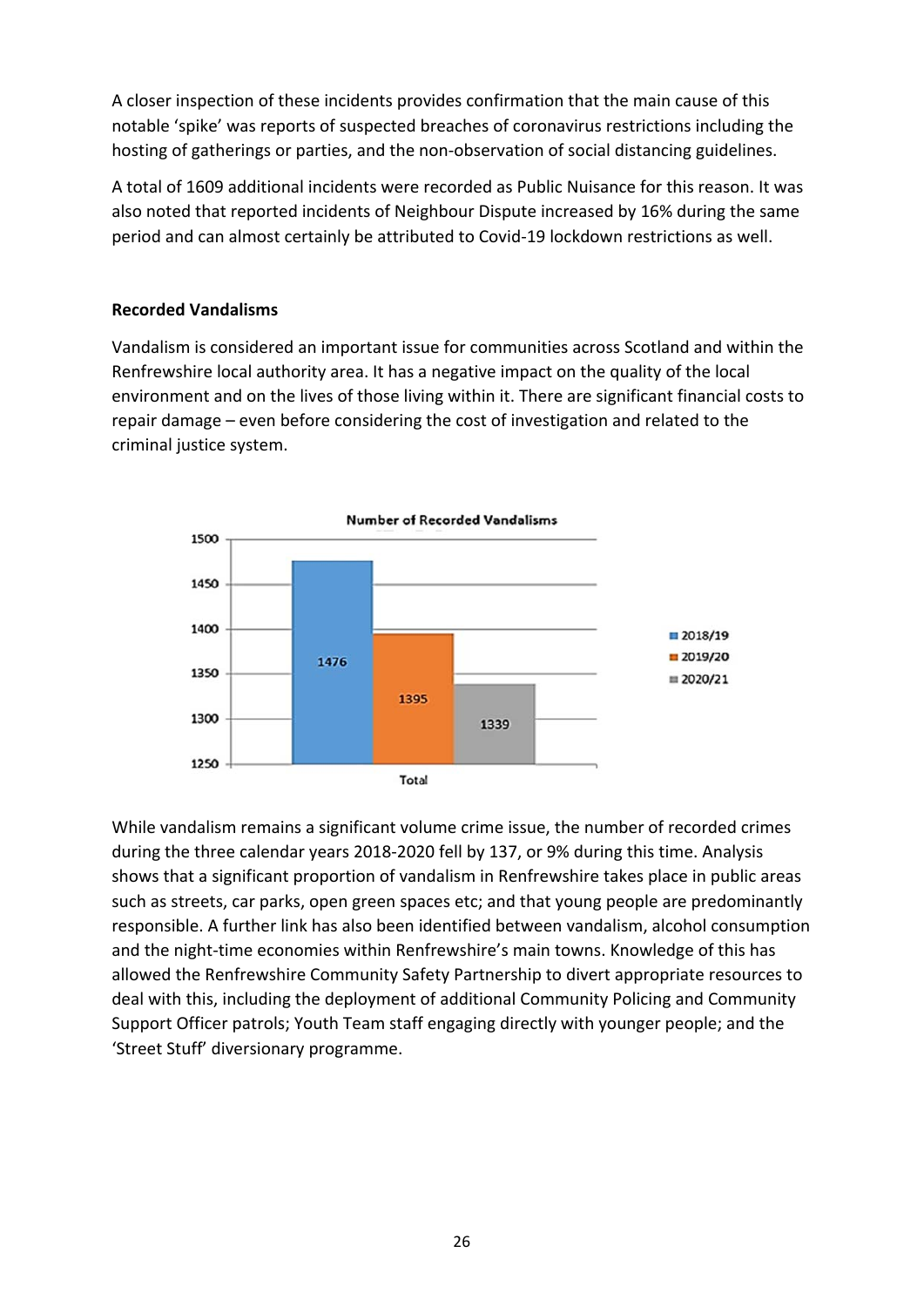A closer inspection of these incidents provides confirmation that the main cause of this notable 'spike' was reports of suspected breaches of coronavirus restrictions including the hosting of gatherings or parties, and the non-observation of social distancing guidelines.

A total of 1609 additional incidents were recorded as Public Nuisance for this reason. It was also noted that reported incidents of Neighbour Dispute increased by 16% during the same period and can almost certainly be attributed to Covid-19 lockdown restrictions as well.

**Recorded Vandalisms**

Vandalism is considered an important issue for communities across Scotland and within the Renfrewshire local authority area. It has a negative impact on the quality of the local environment and on the lives of those living within it. There are significant financial costs to repair damage – even before considering the cost of investigation and related to the criminal justice system.

Number of Recorded Vandalisms

1500
1450
1400
1350
1300
1250

1476
1395
1339

Total

2018/19
2019/20
2020/21

While vandalism remains a significant volume crime issue, the number of recorded crimes during the three calendar years 2018-2020 fell by 137, or 9% during this time. Analysis shows that a significant proportion of vandalism in Renfrewshire takes place in public areas such as streets, car parks, open green spaces etc; and that young people are predominantly responsible. A further link has also been identified between vandalism, alcohol consumption and the night-time economies within Renfrewshire's main towns. Knowledge of this has allowed the Renfrewshire Community Safety Partnership to divert appropriate resources to deal with this, including the deployment of additional Community Policing and Community Support Officer patrols; Youth Team staff engaging directly with younger people; and the 'Street Stuff' diversionary programme.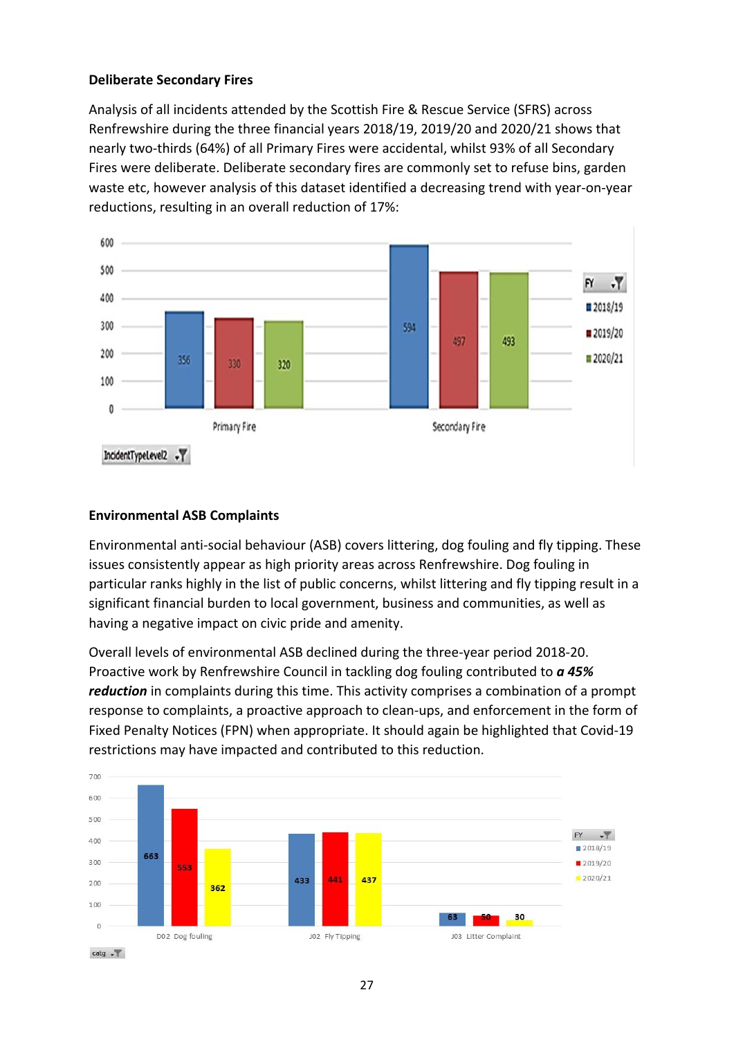**Deliberate Secondary Fires**

Analysis of all incidents attended by the Scottish Fire & Rescue Service (SFRS) across Renfrewshire during the three financial years 2018/19, 2019/20 and 2020/21 shows that nearly two-thirds (64%) of all Primary Fires were accidental, whilst 93% of all Secondary Fires were deliberate. Deliberate secondary fires are commonly set to refuse bins, garden waste etc, however analysis of this dataset identified a decreasing trend with year-on-year reductions, resulting in an overall reduction of 17%:

600
500
400
300
200
100
0

356
330
320
594
497
493

Primary Fire
Secondary Fire

FY
2018/19
2019/20
2020/21

IncidentTypeLevel2

**Environmental ASB Complaints**

Environmental anti-social behaviour (ASB) covers littering, dog fouling and fly tipping. These issues consistently appear as high priority areas across Renfrewshire. Dog fouling in particular ranks highly in the list of public concerns, whilst littering and fly tipping result in a significant financial burden to local government, business and communities, as well as having a negative impact on civic pride and amenity.

Overall levels of environmental ASB declined during the three-year period 2018-20. Proactive work by Renfrewshire Council in tackling dog fouling contributed to ***a 45% reduction*** in complaints during this time. This activity comprises a combination of a prompt response to complaints, a proactive approach to clean-ups, and enforcement in the form of Fixed Penalty Notices (FPN) when appropriate. It should again be highlighted that Covid-19 restrictions may have impacted and contributed to this reduction.

700
600
500
400
300
200
100
0

663
553
362
433
441
437
63
50
30

D02 Dog fouling
J02 Fly Tipping
J03 Litter Complaint

FY
2018/19
2019/20
2020/21

catg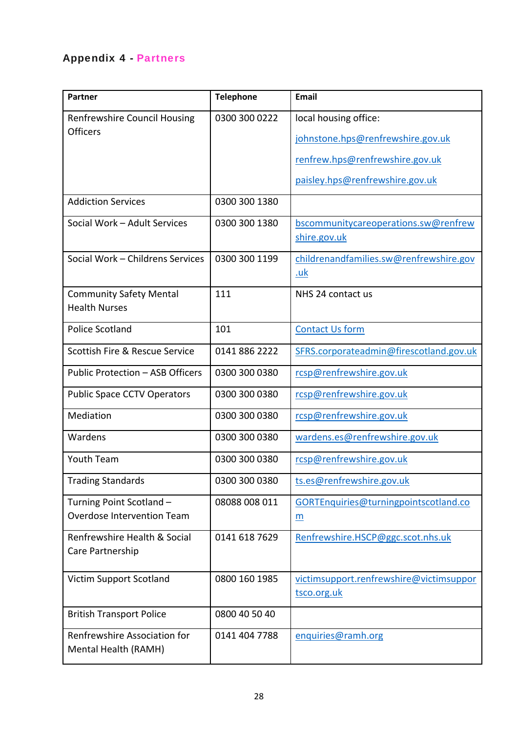## Appendix 4 - Partners

| Partner | Telephone | Email |
|---|---|---|
| Renfrewshire Council Housing Officers | 0300 300 0222 | local housing office:<br>johnstone.hps@renfrewshire.gov.uk<br>renfrew.hps@renfrewshire.gov.uk<br>paisley.hps@renfrewshire.gov.uk |
| Addiction Services | 0300 300 1380 | |
| Social Work – Adult Services | 0300 300 1380 | bscommunitycareoperations.sw@renfrewshire.gov.uk |
| Social Work – Childrens Services | 0300 300 1199 | childrenandfamilies.sw@renfrewshire.gov.uk |
| Community Safety Mental Health Nurses | 111 | NHS 24 contact us |
| Police Scotland | 101 | Contact Us form |
| Scottish Fire & Rescue Service | 0141 886 2222 | SFRS.corporateadmin@firescotland.gov.uk |
| Public Protection – ASB Officers | 0300 300 0380 | rcsp@renfrewshire.gov.uk |
| Public Space CCTV Operators | 0300 300 0380 | rcsp@renfrewshire.gov.uk |
| Mediation | 0300 300 0380 | rcsp@renfrewshire.gov.uk |
| Wardens | 0300 300 0380 | wardens.es@renfrewshire.gov.uk |
| Youth Team | 0300 300 0380 | rcsp@renfrewshire.gov.uk |
| Trading Standards | 0300 300 0380 | ts.es@renfrewshire.gov.uk |
| Turning Point Scotland – Overdose Intervention Team | 08088 008 011 | GORTEnquiries@turningpointscotland.com |
| Renfrewshire Health & Social Care Partnership | 0141 618 7629 | Renfrewshire.HSCP@ggc.scot.nhs.uk |
| Victim Support Scotland | 0800 160 1985 | victimsupport.renfrewshire@victimsupportsco.org.uk |
| British Transport Police | 0800 40 50 40 | |
| Renfrewshire Association for Mental Health (RAMH) | 0141 404 7788 | enquiries@ramh.org |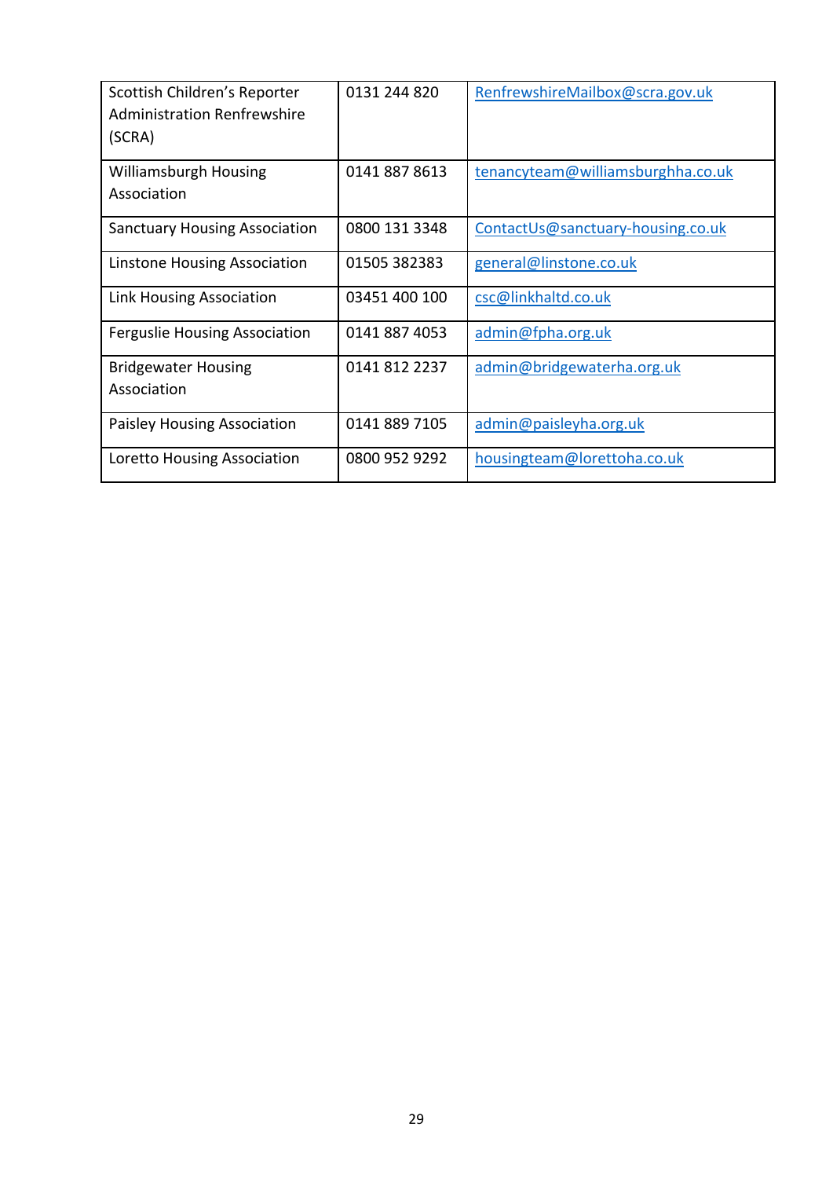| | | |
|---|---|---|
| Scottish Children's Reporter Administration Renfrewshire (SCRA) | 0131 244 820 | RenfrewshireMailbox@scra.gov.uk |
| Williamsburgh Housing Association | 0141 887 8613 | tenancyteam@williamsburghha.co.uk |
| Sanctuary Housing Association | 0800 131 3348 | ContactUs@sanctuary-housing.co.uk |
| Linstone Housing Association | 01505 382383 | general@linstone.co.uk |
| Link Housing Association | 03451 400 100 | csc@linkhaltd.co.uk |
| Ferguslie Housing Association | 0141 887 4053 | admin@fpha.org.uk |
| Bridgewater Housing Association | 0141 812 2237 | admin@bridgewaterha.org.uk |
| Paisley Housing Association | 0141 889 7105 | admin@paisleyha.org.uk |
| Loretto Housing Association | 0800 952 9292 | housingteam@lorettoha.co.uk |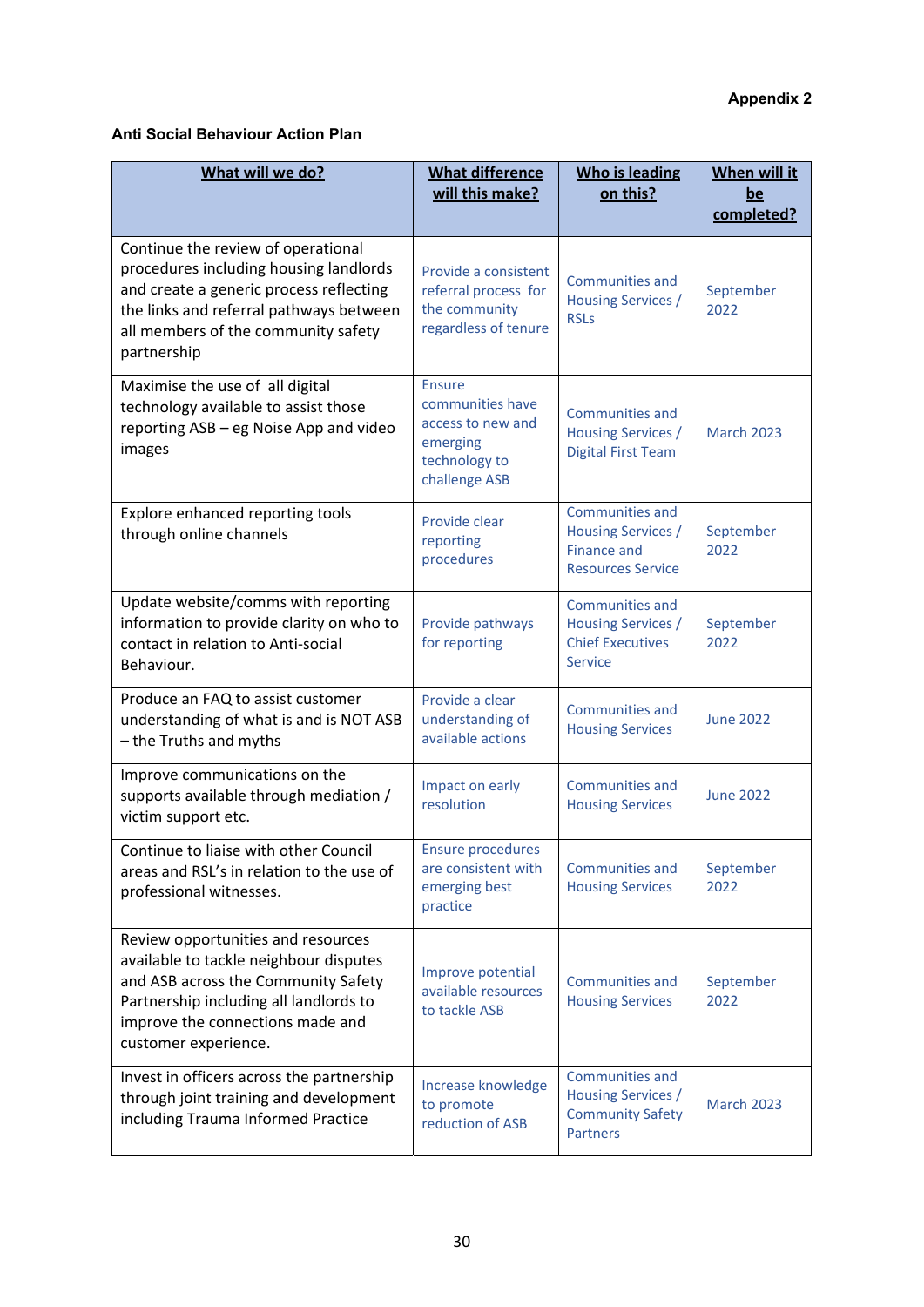**Appendix 2**

**Anti Social Behaviour Action Plan**

| What will we do? | What difference will this make? | Who is leading on this? | When will it be completed? |
|---|---|---|---|
| Continue the review of operational procedures including housing landlords and create a generic process reflecting the links and referral pathways between all members of the community safety partnership | Provide a consistent referral process for the community regardless of tenure | Communities and Housing Services / RSLs | September 2022 |
| Maximise the use of all digital technology available to assist those reporting ASB – eg Noise App and video images | Ensure communities have access to new and emerging technology to challenge ASB | Communities and Housing Services / Digital First Team | March 2023 |
| Explore enhanced reporting tools through online channels | Provide clear reporting procedures | Communities and Housing Services / Finance and Resources Service | September 2022 |
| Update website/comms with reporting information to provide clarity on who to contact in relation to Anti-social Behaviour. | Provide pathways for reporting | Communities and Housing Services / Chief Executives Service | September 2022 |
| Produce an FAQ to assist customer understanding of what is and is NOT ASB – the Truths and myths | Provide a clear understanding of available actions | Communities and Housing Services | June 2022 |
| Improve communications on the supports available through mediation / victim support etc. | Impact on early resolution | Communities and Housing Services | June 2022 |
| Continue to liaise with other Council areas and RSL's in relation to the use of professional witnesses. | Ensure procedures are consistent with emerging best practice | Communities and Housing Services | September 2022 |
| Review opportunities and resources available to tackle neighbour disputes and ASB across the Community Safety Partnership including all landlords to improve the connections made and customer experience. | Improve potential available resources to tackle ASB | Communities and Housing Services | September 2022 |
| Invest in officers across the partnership through joint training and development including Trauma Informed Practice | Increase knowledge to promote reduction of ASB | Communities and Housing Services / Community Safety Partners | March 2023 |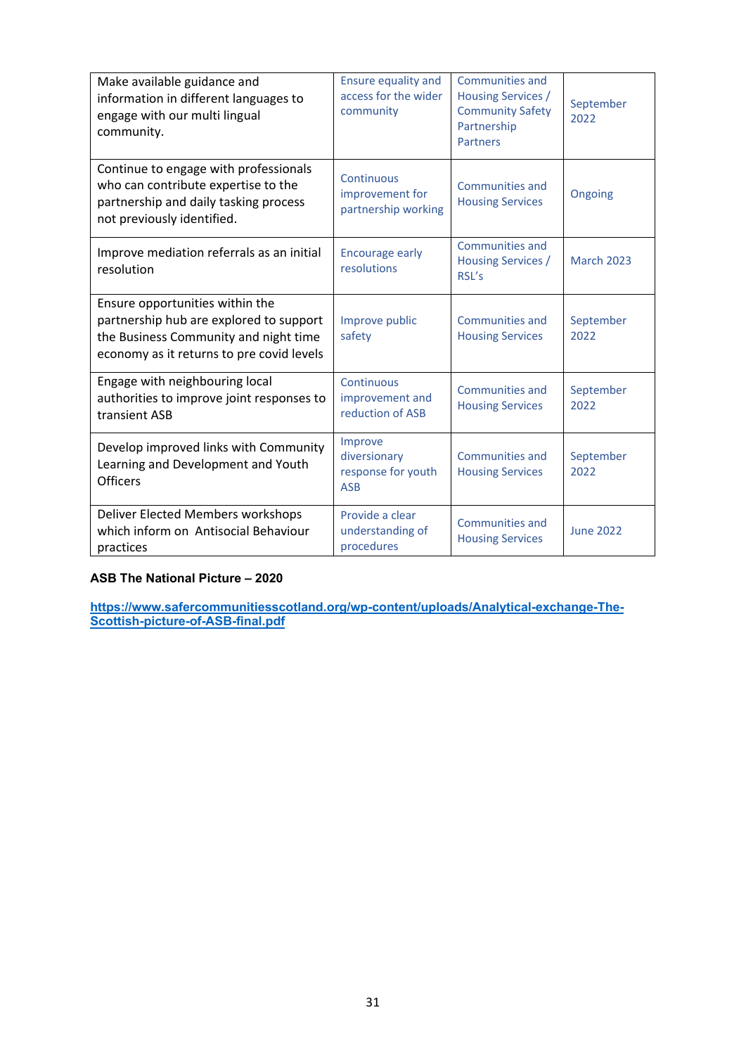| | | | |
|---|---|---|---|
| Make available guidance and information in different languages to engage with our multi lingual community. | Ensure equality and access for the wider community | Communities and Housing Services / Community Safety Partnership Partners | September 2022 |
| Continue to engage with professionals who can contribute expertise to the partnership and daily tasking process not previously identified. | Continuous improvement for partnership working | Communities and Housing Services | Ongoing |
| Improve mediation referrals as an initial resolution | Encourage early resolutions | Communities and Housing Services / RSL's | March 2023 |
| Ensure opportunities within the partnership hub are explored to support the Business Community and night time economy as it returns to pre covid levels | Improve public safety | Communities and Housing Services | September 2022 |
| Engage with neighbouring local authorities to improve joint responses to transient ASB | Continuous improvement and reduction of ASB | Communities and Housing Services | September 2022 |
| Develop improved links with Community Learning and Development and Youth Officers | Improve diversionary response for youth ASB | Communities and Housing Services | September 2022 |
| Deliver Elected Members workshops which inform on Antisocial Behaviour practices | Provide a clear understanding of procedures | Communities and Housing Services | June 2022 |

**ASB The National Picture – 2020**

https://www.safercommunitiesscotland.org/wp-content/uploads/Analytical-exchange-The-Scottish-picture-of-ASB-final.pdf